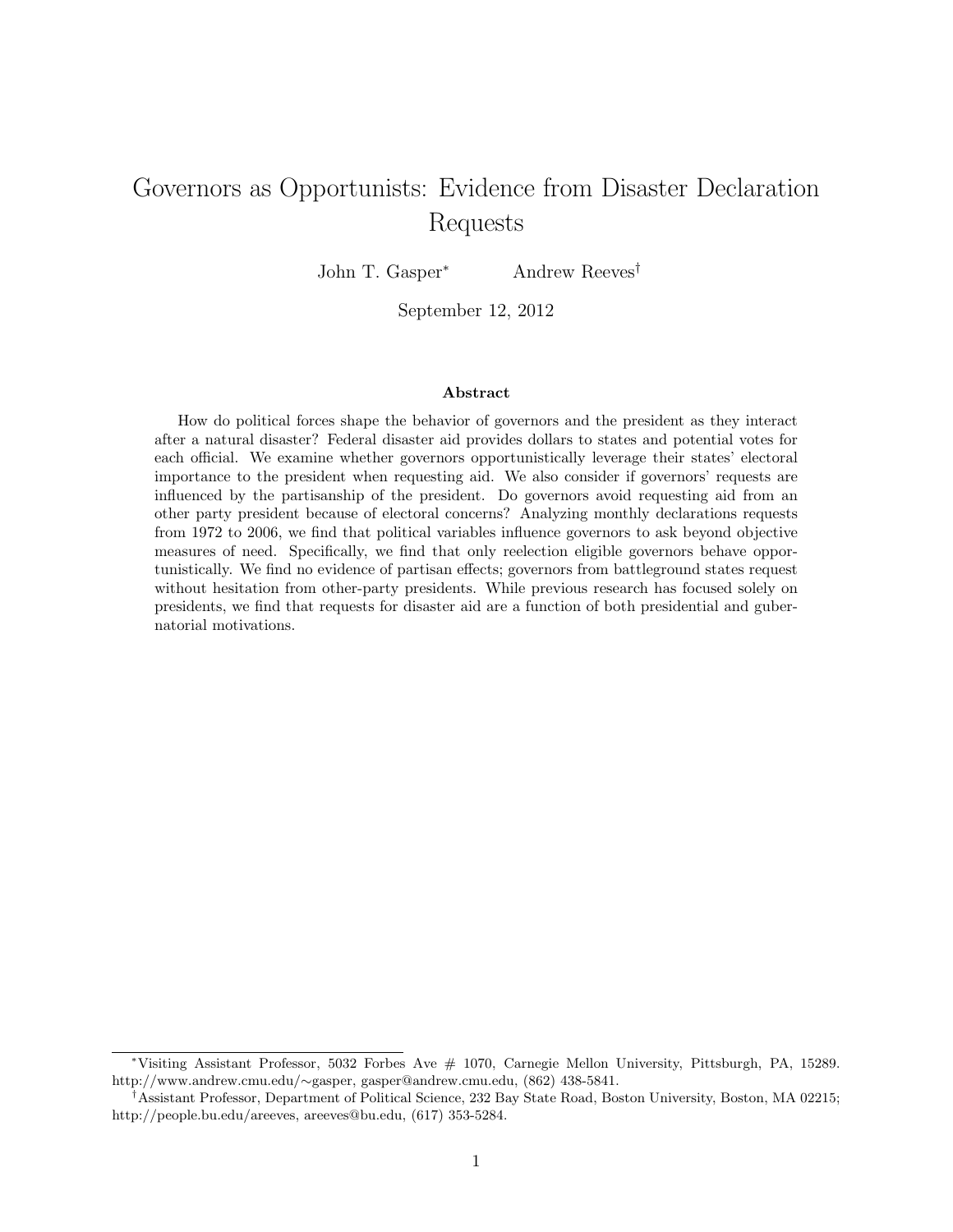# Governors as Opportunists: Evidence from Disaster Declaration Requests

John T. Gasper[*] Andrew Reeves[†]

September 12, 2012

### Abstract

How do political forces shape the behavior of governors and the president as they interact after a natural disaster? Federal disaster aid provides dollars to states and potential votes for each official. We examine whether governors opportunistically leverage their states' electoral importance to the president when requesting aid. We also consider if governors' requests are influenced by the partisanship of the president. Do governors avoid requesting aid from an other party president because of electoral concerns? Analyzing monthly declarations requests from 1972 to 2006, we find that political variables influence governors to ask beyond objective measures of need. Specifically, we find that only reelection eligible governors behave opportunistically. We find no evidence of partisan effects; governors from battleground states request without hesitation from other-party presidents. While previous research has focused solely on presidents, we find that requests for disaster aid are a function of both presidential and gubernatorial motivations.

---

[*] Visiting Assistant Professor, 5032 Forbes Ave # 1070, Carnegie Mellon University, Pittsburgh, PA, 15289. http://www.andrew.cmu.edu/∼gasper, gasper@andrew.cmu.edu, (862) 438-5841.

[†] Assistant Professor, Department of Political Science, 232 Bay State Road, Boston University, Boston, MA 02215; http://people.bu.edu/areeves, areeves@bu.edu, (617) 353-5284.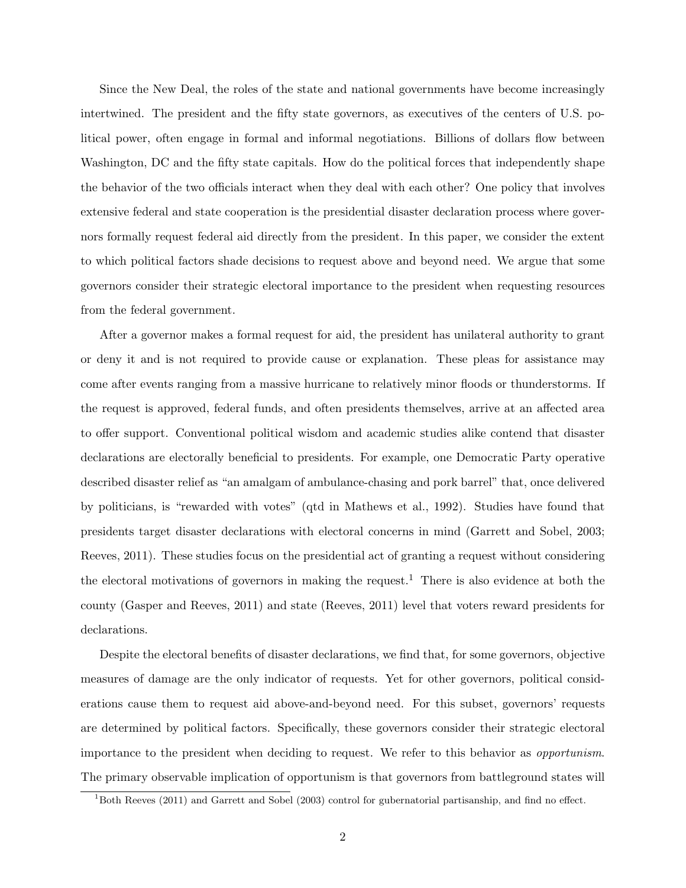Since the New Deal, the roles of the state and national governments have become increasingly intertwined. The president and the fifty state governors, as executives of the centers of U.S. political power, often engage in formal and informal negotiations. Billions of dollars flow between Washington, DC and the fifty state capitals. How do the political forces that independently shape the behavior of the two officials interact when they deal with each other? One policy that involves extensive federal and state cooperation is the presidential disaster declaration process where governors formally request federal aid directly from the president. In this paper, we consider the extent to which political factors shade decisions to request above and beyond need. We argue that some governors consider their strategic electoral importance to the president when requesting resources from the federal government.

After a governor makes a formal request for aid, the president has unilateral authority to grant or deny it and is not required to provide cause or explanation. These pleas for assistance may come after events ranging from a massive hurricane to relatively minor floods or thunderstorms. If the request is approved, federal funds, and often presidents themselves, arrive at an affected area to offer support. Conventional political wisdom and academic studies alike contend that disaster declarations are electorally beneficial to presidents. For example, one Democratic Party operative described disaster relief as "an amalgam of ambulance-chasing and pork barrel" that, once delivered by politicians, is "rewarded with votes" (qtd in Mathews et al., 1992). Studies have found that presidents target disaster declarations with electoral concerns in mind (Garrett and Sobel, 2003; Reeves, 2011). These studies focus on the presidential act of granting a request without considering the electoral motivations of governors in making the request.[1] There is also evidence at both the county (Gasper and Reeves, 2011) and state (Reeves, 2011) level that voters reward presidents for declarations.

Despite the electoral benefits of disaster declarations, we find that, for some governors, objective measures of damage are the only indicator of requests. Yet for other governors, political considerations cause them to request aid above-and-beyond need. For this subset, governors' requests are determined by political factors. Specifically, these governors consider their strategic electoral importance to the president when deciding to request. We refer to this behavior as *opportunism*. The primary observable implication of opportunism is that governors from battleground states will

[1] Both Reeves (2011) and Garrett and Sobel (2003) control for gubernatorial partisanship, and find no effect.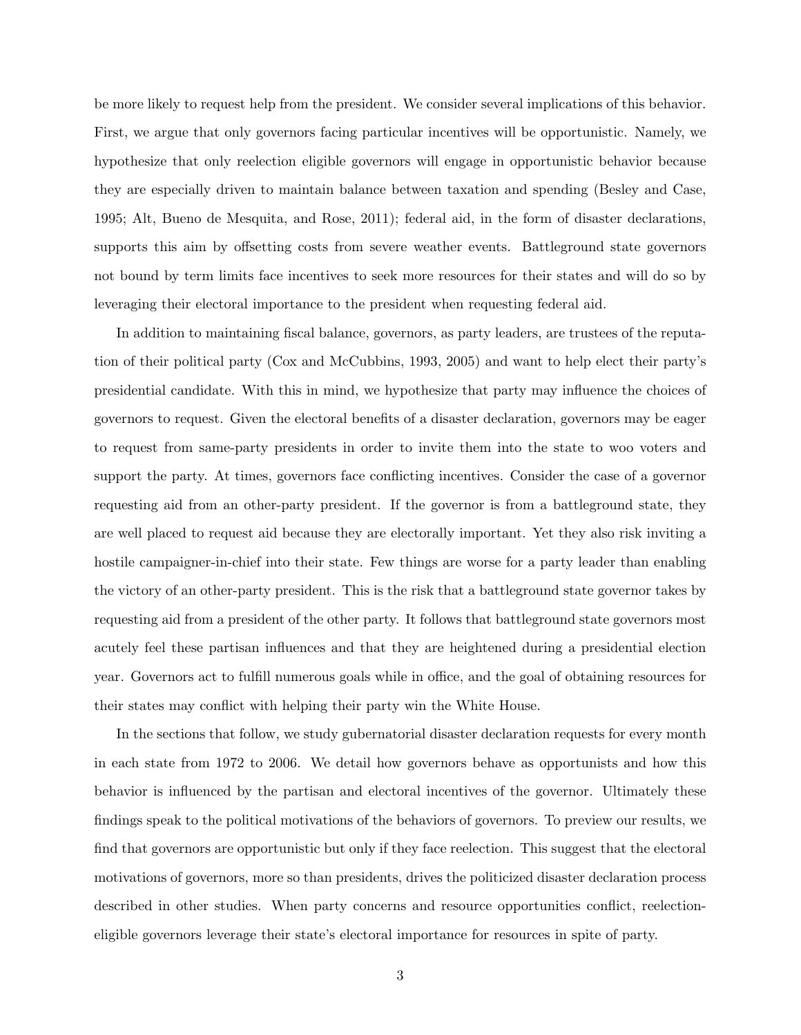be more likely to request help from the president. We consider several implications of this behavior. First, we argue that only governors facing particular incentives will be opportunistic. Namely, we hypothesize that only reelection eligible governors will engage in opportunistic behavior because they are especially driven to maintain balance between taxation and spending (Besley and Case, 1995; Alt, Bueno de Mesquita, and Rose, 2011); federal aid, in the form of disaster declarations, supports this aim by offsetting costs from severe weather events. Battleground state governors not bound by term limits face incentives to seek more resources for their states and will do so by leveraging their electoral importance to the president when requesting federal aid.

In addition to maintaining fiscal balance, governors, as party leaders, are trustees of the reputation of their political party (Cox and McCubbins, 1993, 2005) and want to help elect their party's presidential candidate. With this in mind, we hypothesize that party may influence the choices of governors to request. Given the electoral benefits of a disaster declaration, governors may be eager to request from same-party presidents in order to invite them into the state to woo voters and support the party. At times, governors face conflicting incentives. Consider the case of a governor requesting aid from an other-party president. If the governor is from a battleground state, they are well placed to request aid because they are electorally important. Yet they also risk inviting a hostile campaigner-in-chief into their state. Few things are worse for a party leader than enabling the victory of an other-party president. This is the risk that a battleground state governor takes by requesting aid from a president of the other party. It follows that battleground state governors most acutely feel these partisan influences and that they are heightened during a presidential election year. Governors act to fulfill numerous goals while in office, and the goal of obtaining resources for their states may conflict with helping their party win the White House.

In the sections that follow, we study gubernatorial disaster declaration requests for every month in each state from 1972 to 2006. We detail how governors behave as opportunists and how this behavior is influenced by the partisan and electoral incentives of the governor. Ultimately these findings speak to the political motivations of the behaviors of governors. To preview our results, we find that governors are opportunistic but only if they face reelection. This suggest that the electoral motivations of governors, more so than presidents, drives the politicized disaster declaration process described in other studies. When party concerns and resource opportunities conflict, reelection-eligible governors leverage their state's electoral importance for resources in spite of party.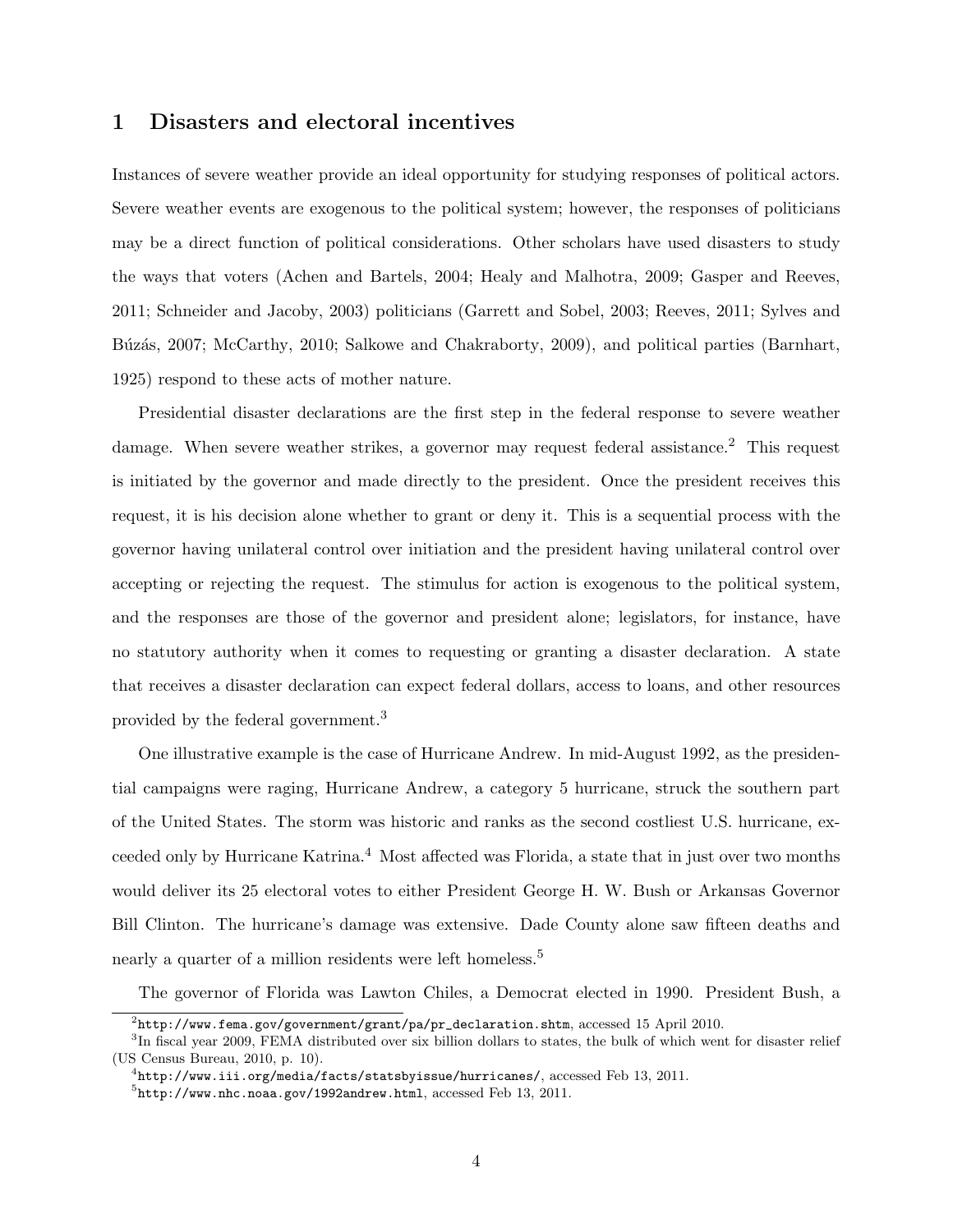## 1 Disasters and electoral incentives

Instances of severe weather provide an ideal opportunity for studying responses of political actors. Severe weather events are exogenous to the political system; however, the responses of politicians may be a direct function of political considerations. Other scholars have used disasters to study the ways that voters (Achen and Bartels, 2004; Healy and Malhotra, 2009; Gasper and Reeves, 2011; Schneider and Jacoby, 2003) politicians (Garrett and Sobel, 2003; Reeves, 2011; Sylves and Búzás, 2007; McCarthy, 2010; Salkowe and Chakraborty, 2009), and political parties (Barnhart, 1925) respond to these acts of mother nature.

Presidential disaster declarations are the first step in the federal response to severe weather damage. When severe weather strikes, a governor may request federal assistance.[2] This request is initiated by the governor and made directly to the president. Once the president receives this request, it is his decision alone whether to grant or deny it. This is a sequential process with the governor having unilateral control over initiation and the president having unilateral control over accepting or rejecting the request. The stimulus for action is exogenous to the political system, and the responses are those of the governor and president alone; legislators, for instance, have no statutory authority when it comes to requesting or granting a disaster declaration. A state that receives a disaster declaration can expect federal dollars, access to loans, and other resources provided by the federal government.[3]

One illustrative example is the case of Hurricane Andrew. In mid-August 1992, as the presidential campaigns were raging, Hurricane Andrew, a category 5 hurricane, struck the southern part of the United States. The storm was historic and ranks as the second costliest U.S. hurricane, exceeded only by Hurricane Katrina.[4] Most affected was Florida, a state that in just over two months would deliver its 25 electoral votes to either President George H. W. Bush or Arkansas Governor Bill Clinton. The hurricane's damage was extensive. Dade County alone saw fifteen deaths and nearly a quarter of a million residents were left homeless.[5]

The governor of Florida was Lawton Chiles, a Democrat elected in 1990. President Bush, a

[2] http://www.fema.gov/government/grant/pa/pr_declaration.shtm, accessed 15 April 2010.

[3] In fiscal year 2009, FEMA distributed over six billion dollars to states, the bulk of which went for disaster relief (US Census Bureau, 2010, p. 10).

[4] http://www.iii.org/media/facts/statsbyissue/hurricanes/, accessed Feb 13, 2011.

[5] http://www.nhc.noaa.gov/1992andrew.html, accessed Feb 13, 2011.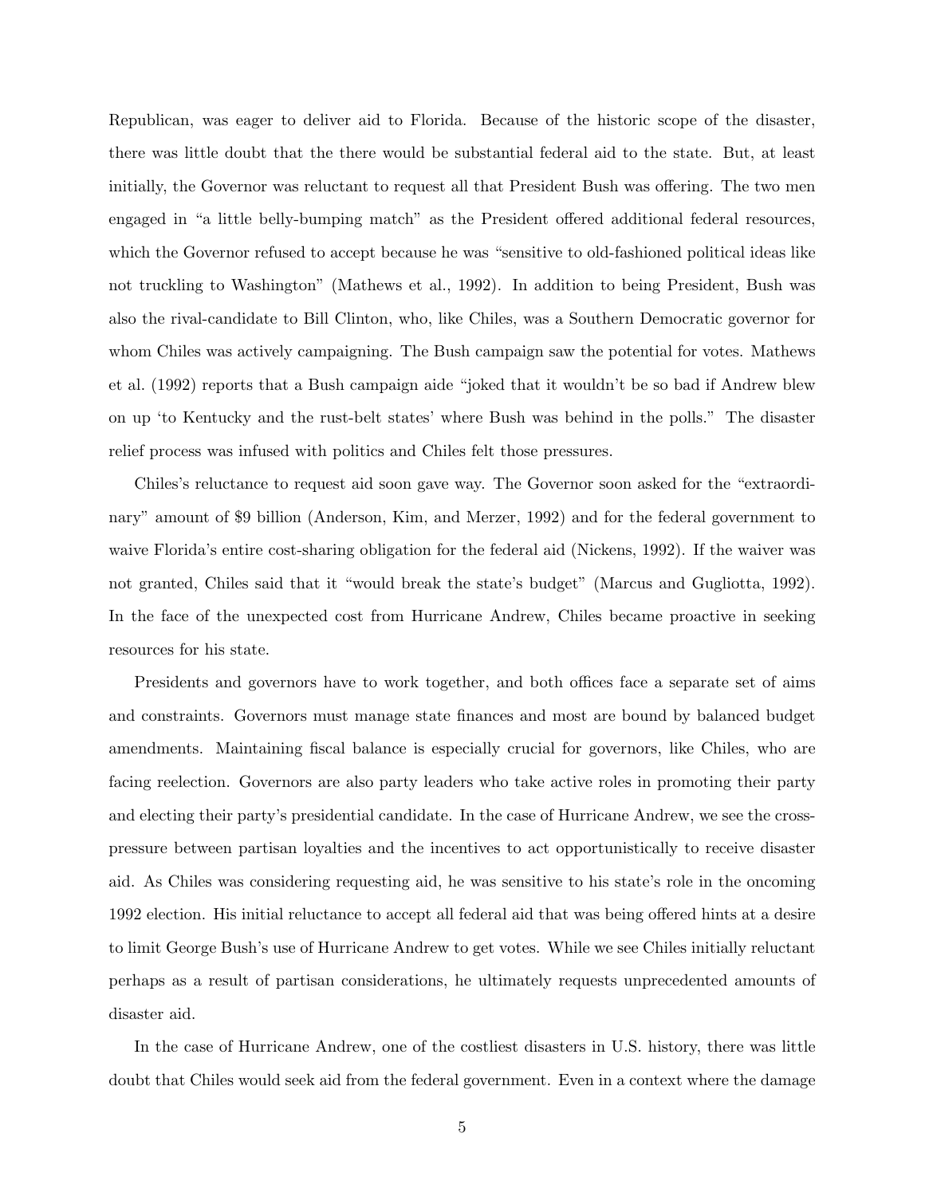Republican, was eager to deliver aid to Florida. Because of the historic scope of the disaster, there was little doubt that the there would be substantial federal aid to the state. But, at least initially, the Governor was reluctant to request all that President Bush was offering. The two men engaged in "a little belly-bumping match" as the President offered additional federal resources, which the Governor refused to accept because he was "sensitive to old-fashioned political ideas like not truckling to Washington" (Mathews et al., 1992). In addition to being President, Bush was also the rival-candidate to Bill Clinton, who, like Chiles, was a Southern Democratic governor for whom Chiles was actively campaigning. The Bush campaign saw the potential for votes. Mathews et al. (1992) reports that a Bush campaign aide "joked that it wouldn't be so bad if Andrew blew on up 'to Kentucky and the rust-belt states' where Bush was behind in the polls." The disaster relief process was infused with politics and Chiles felt those pressures.

Chiles's reluctance to request aid soon gave way. The Governor soon asked for the "extraordinary" amount of $9 billion (Anderson, Kim, and Merzer, 1992) and for the federal government to waive Florida's entire cost-sharing obligation for the federal aid (Nickens, 1992). If the waiver was not granted, Chiles said that it "would break the state's budget" (Marcus and Gugliotta, 1992). In the face of the unexpected cost from Hurricane Andrew, Chiles became proactive in seeking resources for his state.

Presidents and governors have to work together, and both offices face a separate set of aims and constraints. Governors must manage state finances and most are bound by balanced budget amendments. Maintaining fiscal balance is especially crucial for governors, like Chiles, who are facing reelection. Governors are also party leaders who take active roles in promoting their party and electing their party's presidential candidate. In the case of Hurricane Andrew, we see the cross-pressure between partisan loyalties and the incentives to act opportunistically to receive disaster aid. As Chiles was considering requesting aid, he was sensitive to his state's role in the oncoming 1992 election. His initial reluctance to accept all federal aid that was being offered hints at a desire to limit George Bush's use of Hurricane Andrew to get votes. While we see Chiles initially reluctant perhaps as a result of partisan considerations, he ultimately requests unprecedented amounts of disaster aid.

In the case of Hurricane Andrew, one of the costliest disasters in U.S. history, there was little doubt that Chiles would seek aid from the federal government. Even in a context where the damage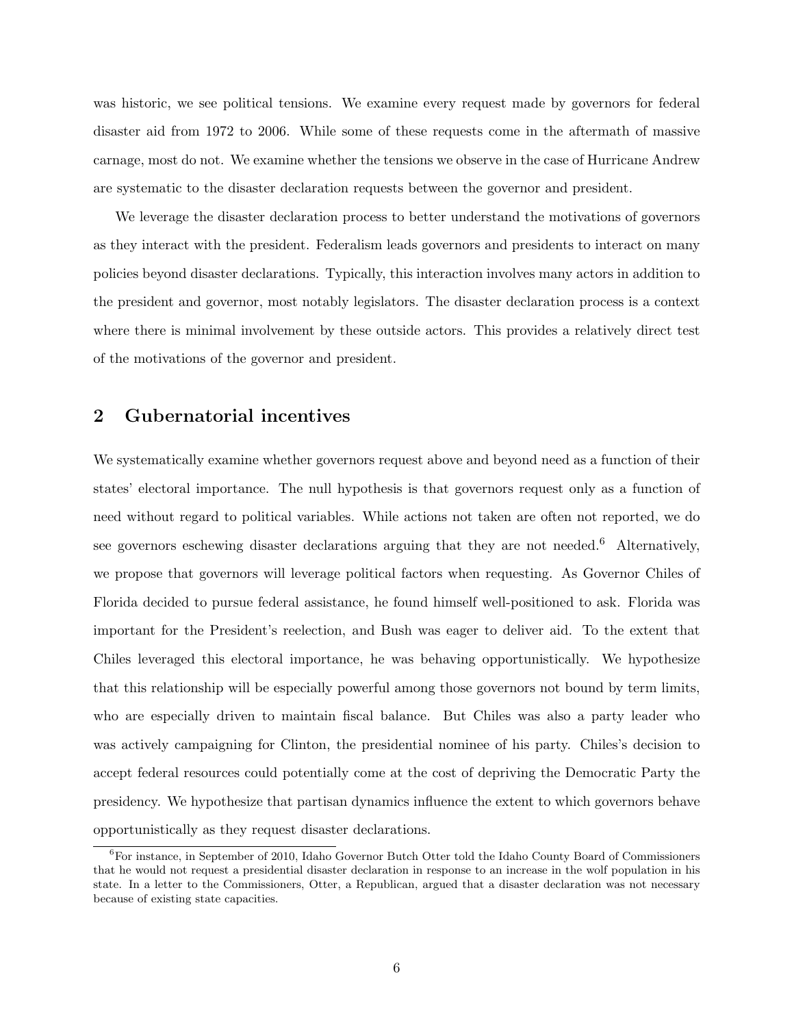was historic, we see political tensions. We examine every request made by governors for federal disaster aid from 1972 to 2006. While some of these requests come in the aftermath of massive carnage, most do not. We examine whether the tensions we observe in the case of Hurricane Andrew are systematic to the disaster declaration requests between the governor and president.

We leverage the disaster declaration process to better understand the motivations of governors as they interact with the president. Federalism leads governors and presidents to interact on many policies beyond disaster declarations. Typically, this interaction involves many actors in addition to the president and governor, most notably legislators. The disaster declaration process is a context where there is minimal involvement by these outside actors. This provides a relatively direct test of the motivations of the governor and president.

## 2 Gubernatorial incentives

We systematically examine whether governors request above and beyond need as a function of their states' electoral importance. The null hypothesis is that governors request only as a function of need without regard to political variables. While actions not taken are often not reported, we do see governors eschewing disaster declarations arguing that they are not needed.[6] Alternatively, we propose that governors will leverage political factors when requesting. As Governor Chiles of Florida decided to pursue federal assistance, he found himself well-positioned to ask. Florida was important for the President's reelection, and Bush was eager to deliver aid. To the extent that Chiles leveraged this electoral importance, he was behaving opportunistically. We hypothesize that this relationship will be especially powerful among those governors not bound by term limits, who are especially driven to maintain fiscal balance. But Chiles was also a party leader who was actively campaigning for Clinton, the presidential nominee of his party. Chiles's decision to accept federal resources could potentially come at the cost of depriving the Democratic Party the presidency. We hypothesize that partisan dynamics influence the extent to which governors behave opportunistically as they request disaster declarations.

[6] For instance, in September of 2010, Idaho Governor Butch Otter told the Idaho County Board of Commissioners that he would not request a presidential disaster declaration in response to an increase in the wolf population in his state. In a letter to the Commissioners, Otter, a Republican, argued that a disaster declaration was not necessary because of existing state capacities.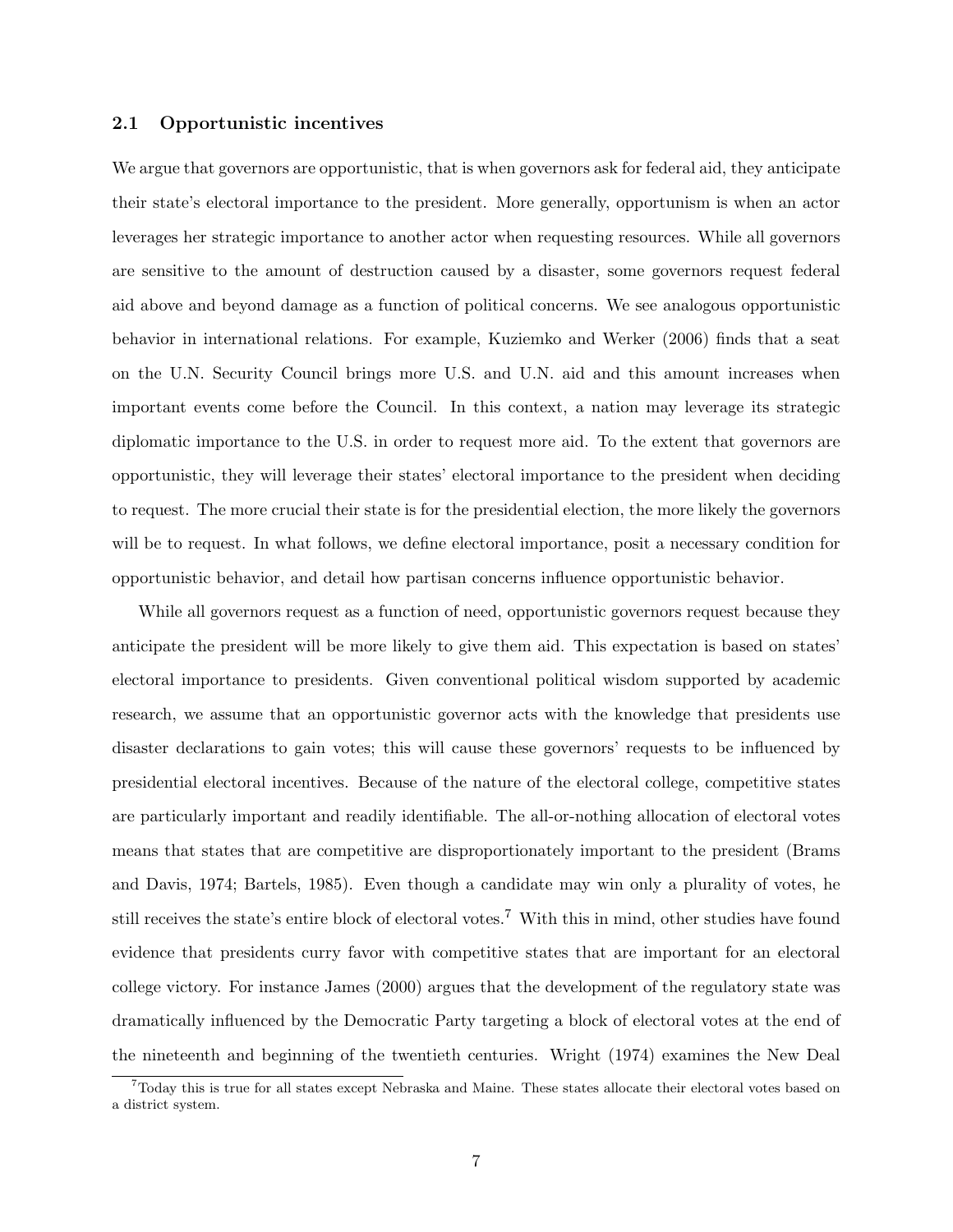### 2.1 Opportunistic incentives

We argue that governors are opportunistic, that is when governors ask for federal aid, they anticipate their state's electoral importance to the president. More generally, opportunism is when an actor leverages her strategic importance to another actor when requesting resources. While all governors are sensitive to the amount of destruction caused by a disaster, some governors request federal aid above and beyond damage as a function of political concerns. We see analogous opportunistic behavior in international relations. For example, Kuziemko and Werker (2006) finds that a seat on the U.N. Security Council brings more U.S. and U.N. aid and this amount increases when important events come before the Council. In this context, a nation may leverage its strategic diplomatic importance to the U.S. in order to request more aid. To the extent that governors are opportunistic, they will leverage their states' electoral importance to the president when deciding to request. The more crucial their state is for the presidential election, the more likely the governors will be to request. In what follows, we define electoral importance, posit a necessary condition for opportunistic behavior, and detail how partisan concerns influence opportunistic behavior.

While all governors request as a function of need, opportunistic governors request because they anticipate the president will be more likely to give them aid. This expectation is based on states' electoral importance to presidents. Given conventional political wisdom supported by academic research, we assume that an opportunistic governor acts with the knowledge that presidents use disaster declarations to gain votes; this will cause these governors' requests to be influenced by presidential electoral incentives. Because of the nature of the electoral college, competitive states are particularly important and readily identifiable. The all-or-nothing allocation of electoral votes means that states that are competitive are disproportionately important to the president (Brams and Davis, 1974; Bartels, 1985). Even though a candidate may win only a plurality of votes, he still receives the state's entire block of electoral votes.[7] With this in mind, other studies have found evidence that presidents curry favor with competitive states that are important for an electoral college victory. For instance James (2000) argues that the development of the regulatory state was dramatically influenced by the Democratic Party targeting a block of electoral votes at the end of the nineteenth and beginning of the twentieth centuries. Wright (1974) examines the New Deal

[7] Today this is true for all states except Nebraska and Maine. These states allocate their electoral votes based on a district system.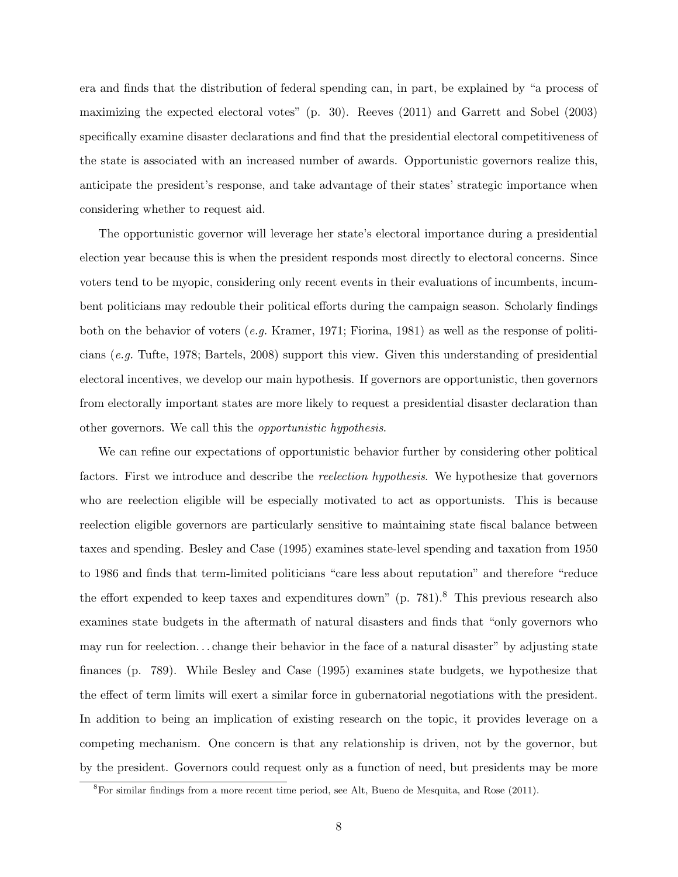era and finds that the distribution of federal spending can, in part, be explained by "a process of maximizing the expected electoral votes" (p. 30). Reeves (2011) and Garrett and Sobel (2003) specifically examine disaster declarations and find that the presidential electoral competitiveness of the state is associated with an increased number of awards. Opportunistic governors realize this, anticipate the president's response, and take advantage of their states' strategic importance when considering whether to request aid.

The opportunistic governor will leverage her state's electoral importance during a presidential election year because this is when the president responds most directly to electoral concerns. Since voters tend to be myopic, considering only recent events in their evaluations of incumbents, incumbent politicians may redouble their political efforts during the campaign season. Scholarly findings both on the behavior of voters (*e.g.* Kramer, 1971; Fiorina, 1981) as well as the response of politicians (*e.g.* Tufte, 1978; Bartels, 2008) support this view. Given this understanding of presidential electoral incentives, we develop our main hypothesis. If governors are opportunistic, then governors from electorally important states are more likely to request a presidential disaster declaration than other governors. We call this the *opportunistic hypothesis*.

We can refine our expectations of opportunistic behavior further by considering other political factors. First we introduce and describe the *reelection hypothesis*. We hypothesize that governors who are reelection eligible will be especially motivated to act as opportunists. This is because reelection eligible governors are particularly sensitive to maintaining state fiscal balance between taxes and spending. Besley and Case (1995) examines state-level spending and taxation from 1950 to 1986 and finds that term-limited politicians "care less about reputation" and therefore "reduce the effort expended to keep taxes and expenditures down" (p. 781).[8] This previous research also examines state budgets in the aftermath of natural disasters and finds that "only governors who may run for reelection. . . change their behavior in the face of a natural disaster" by adjusting state finances (p. 789). While Besley and Case (1995) examines state budgets, we hypothesize that the effect of term limits will exert a similar force in gubernatorial negotiations with the president. In addition to being an implication of existing research on the topic, it provides leverage on a competing mechanism. One concern is that any relationship is driven, not by the governor, but by the president. Governors could request only as a function of need, but presidents may be more

[8] For similar findings from a more recent time period, see Alt, Bueno de Mesquita, and Rose (2011).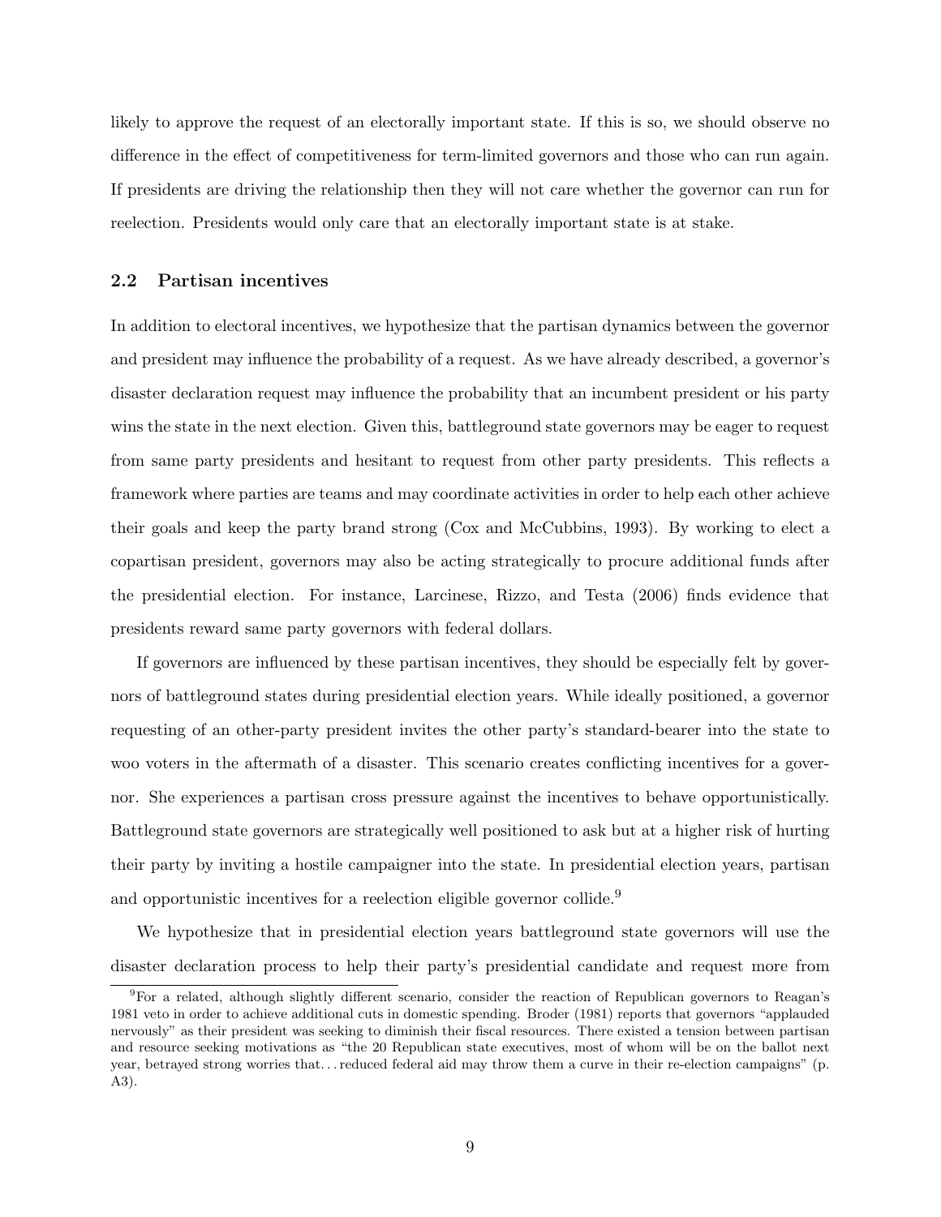likely to approve the request of an electorally important state. If this is so, we should observe no difference in the effect of competitiveness for term-limited governors and those who can run again. If presidents are driving the relationship then they will not care whether the governor can run for reelection. Presidents would only care that an electorally important state is at stake.

### 2.2 Partisan incentives

In addition to electoral incentives, we hypothesize that the partisan dynamics between the governor and president may influence the probability of a request. As we have already described, a governor's disaster declaration request may influence the probability that an incumbent president or his party wins the state in the next election. Given this, battleground state governors may be eager to request from same party presidents and hesitant to request from other party presidents. This reflects a framework where parties are teams and may coordinate activities in order to help each other achieve their goals and keep the party brand strong (Cox and McCubbins, 1993). By working to elect a copartisan president, governors may also be acting strategically to procure additional funds after the presidential election. For instance, Larcinese, Rizzo, and Testa (2006) finds evidence that presidents reward same party governors with federal dollars.

If governors are influenced by these partisan incentives, they should be especially felt by governors of battleground states during presidential election years. While ideally positioned, a governor requesting of an other-party president invites the other party's standard-bearer into the state to woo voters in the aftermath of a disaster. This scenario creates conflicting incentives for a governor. She experiences a partisan cross pressure against the incentives to behave opportunistically. Battleground state governors are strategically well positioned to ask but at a higher risk of hurting their party by inviting a hostile campaigner into the state. In presidential election years, partisan and opportunistic incentives for a reelection eligible governor collide.[9]

We hypothesize that in presidential election years battleground state governors will use the disaster declaration process to help their party's presidential candidate and request more from

[9]For a related, although slightly different scenario, consider the reaction of Republican governors to Reagan's 1981 veto in order to achieve additional cuts in domestic spending. Broder (1981) reports that governors "applauded nervously" as their president was seeking to diminish their fiscal resources. There existed a tension between partisan and resource seeking motivations as "the 20 Republican state executives, most of whom will be on the ballot next year, betrayed strong worries that... reduced federal aid may throw them a curve in their re-election campaigns" (p. A3).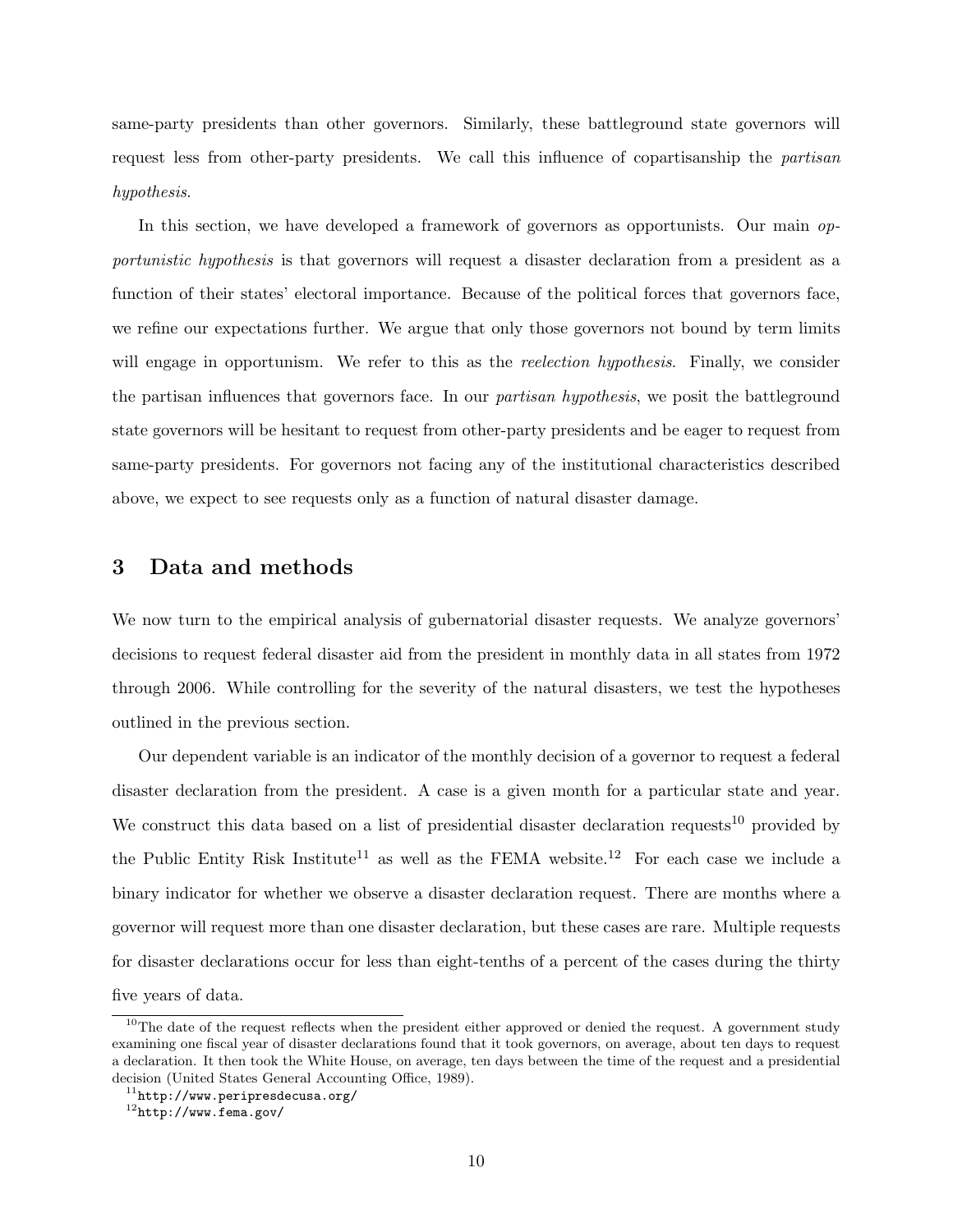same-party presidents than other governors. Similarly, these battleground state governors will request less from other-party presidents. We call this influence of copartisanship the *partisan hypothesis*.

In this section, we have developed a framework of governors as opportunists. Our main *opportunistic hypothesis* is that governors will request a disaster declaration from a president as a function of their states' electoral importance. Because of the political forces that governors face, we refine our expectations further. We argue that only those governors not bound by term limits will engage in opportunism. We refer to this as the *reelection hypothesis*. Finally, we consider the partisan influences that governors face. In our *partisan hypothesis*, we posit the battleground state governors will be hesitant to request from other-party presidents and be eager to request from same-party presidents. For governors not facing any of the institutional characteristics described above, we expect to see requests only as a function of natural disaster damage.

## 3 Data and methods

We now turn to the empirical analysis of gubernatorial disaster requests. We analyze governors' decisions to request federal disaster aid from the president in monthly data in all states from 1972 through 2006. While controlling for the severity of the natural disasters, we test the hypotheses outlined in the previous section.

Our dependent variable is an indicator of the monthly decision of a governor to request a federal disaster declaration from the president. A case is a given month for a particular state and year. We construct this data based on a list of presidential disaster declaration requests[10] provided by the Public Entity Risk Institute[11] as well as the FEMA website.[12] For each case we include a binary indicator for whether we observe a disaster declaration request. There are months where a governor will request more than one disaster declaration, but these cases are rare. Multiple requests for disaster declarations occur for less than eight-tenths of a percent of the cases during the thirty five years of data.

[10] The date of the request reflects when the president either approved or denied the request. A government study examining one fiscal year of disaster declarations found that it took governors, on average, about ten days to request a declaration. It then took the White House, on average, ten days between the time of the request and a presidential decision (United States General Accounting Office, 1989).

[11] `http://www.peripresdecusa.org/`

[12] `http://www.fema.gov/`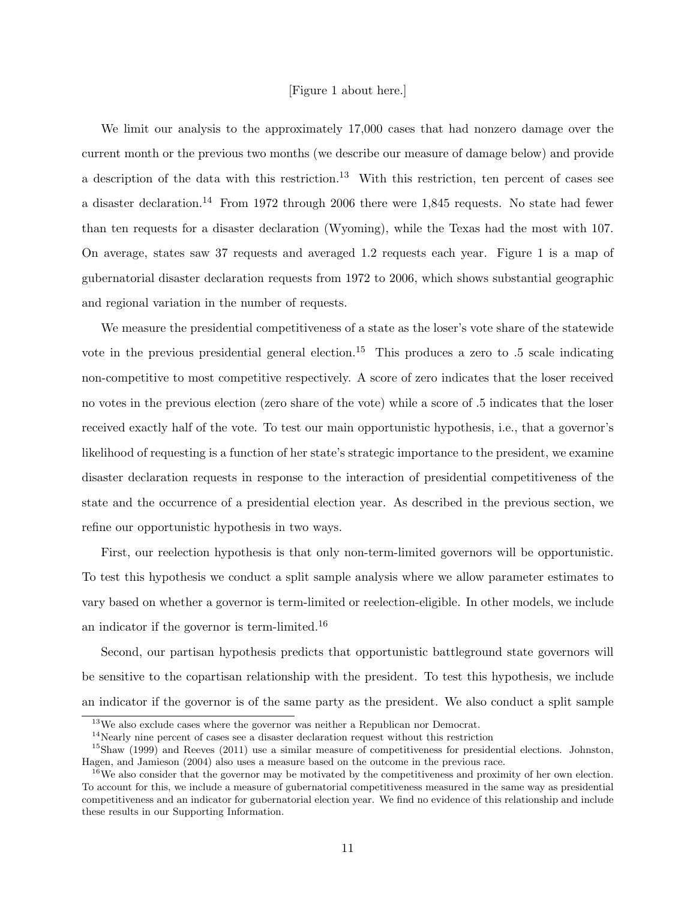[Figure 1 about here.]

We limit our analysis to the approximately 17,000 cases that had nonzero damage over the current month or the previous two months (we describe our measure of damage below) and provide a description of the data with this restriction.[13] With this restriction, ten percent of cases see a disaster declaration.[14] From 1972 through 2006 there were 1,845 requests. No state had fewer than ten requests for a disaster declaration (Wyoming), while the Texas had the most with 107. On average, states saw 37 requests and averaged 1.2 requests each year. Figure 1 is a map of gubernatorial disaster declaration requests from 1972 to 2006, which shows substantial geographic and regional variation in the number of requests.

We measure the presidential competitiveness of a state as the loser's vote share of the statewide vote in the previous presidential general election.[15] This produces a zero to .5 scale indicating non-competitive to most competitive respectively. A score of zero indicates that the loser received no votes in the previous election (zero share of the vote) while a score of .5 indicates that the loser received exactly half of the vote. To test our main opportunistic hypothesis, i.e., that a governor's likelihood of requesting is a function of her state's strategic importance to the president, we examine disaster declaration requests in response to the interaction of presidential competitiveness of the state and the occurrence of a presidential election year. As described in the previous section, we refine our opportunistic hypothesis in two ways.

First, our reelection hypothesis is that only non-term-limited governors will be opportunistic. To test this hypothesis we conduct a split sample analysis where we allow parameter estimates to vary based on whether a governor is term-limited or reelection-eligible. In other models, we include an indicator if the governor is term-limited.[16]

Second, our partisan hypothesis predicts that opportunistic battleground state governors will be sensitive to the copartisan relationship with the president. To test this hypothesis, we include an indicator if the governor is of the same party as the president. We also conduct a split sample

[13] We also exclude cases where the governor was neither a Republican nor Democrat.

[14] Nearly nine percent of cases see a disaster declaration request without this restriction

[15] Shaw (1999) and Reeves (2011) use a similar measure of competitiveness for presidential elections. Johnston, Hagen, and Jamieson (2004) also uses a measure based on the outcome in the previous race.

[16] We also consider that the governor may be motivated by the competitiveness and proximity of her own election. To account for this, we include a measure of gubernatorial competitiveness measured in the same way as presidential competitiveness and an indicator for gubernatorial election year. We find no evidence of this relationship and include these results in our Supporting Information.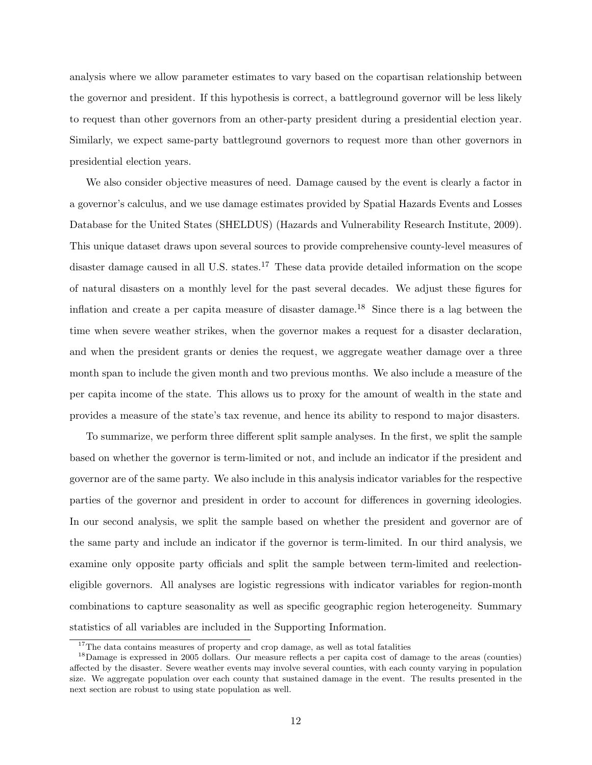analysis where we allow parameter estimates to vary based on the copartisan relationship between the governor and president. If this hypothesis is correct, a battleground governor will be less likely to request than other governors from an other-party president during a presidential election year. Similarly, we expect same-party battleground governors to request more than other governors in presidential election years.

We also consider objective measures of need. Damage caused by the event is clearly a factor in a governor's calculus, and we use damage estimates provided by Spatial Hazards Events and Losses Database for the United States (SHELDUS) (Hazards and Vulnerability Research Institute, 2009). This unique dataset draws upon several sources to provide comprehensive county-level measures of disaster damage caused in all U.S. states.[17] These data provide detailed information on the scope of natural disasters on a monthly level for the past several decades. We adjust these figures for inflation and create a per capita measure of disaster damage.[18] Since there is a lag between the time when severe weather strikes, when the governor makes a request for a disaster declaration, and when the president grants or denies the request, we aggregate weather damage over a three month span to include the given month and two previous months. We also include a measure of the per capita income of the state. This allows us to proxy for the amount of wealth in the state and provides a measure of the state's tax revenue, and hence its ability to respond to major disasters.

To summarize, we perform three different split sample analyses. In the first, we split the sample based on whether the governor is term-limited or not, and include an indicator if the president and governor are of the same party. We also include in this analysis indicator variables for the respective parties of the governor and president in order to account for differences in governing ideologies. In our second analysis, we split the sample based on whether the president and governor are of the same party and include an indicator if the governor is term-limited. In our third analysis, we examine only opposite party officials and split the sample between term-limited and reelection-eligible governors. All analyses are logistic regressions with indicator variables for region-month combinations to capture seasonality as well as specific geographic region heterogeneity. Summary statistics of all variables are included in the Supporting Information.

[17] The data contains measures of property and crop damage, as well as total fatalities

[18] Damage is expressed in 2005 dollars. Our measure reflects a per capita cost of damage to the areas (counties) affected by the disaster. Severe weather events may involve several counties, with each county varying in population size. We aggregate population over each county that sustained damage in the event. The results presented in the next section are robust to using state population as well.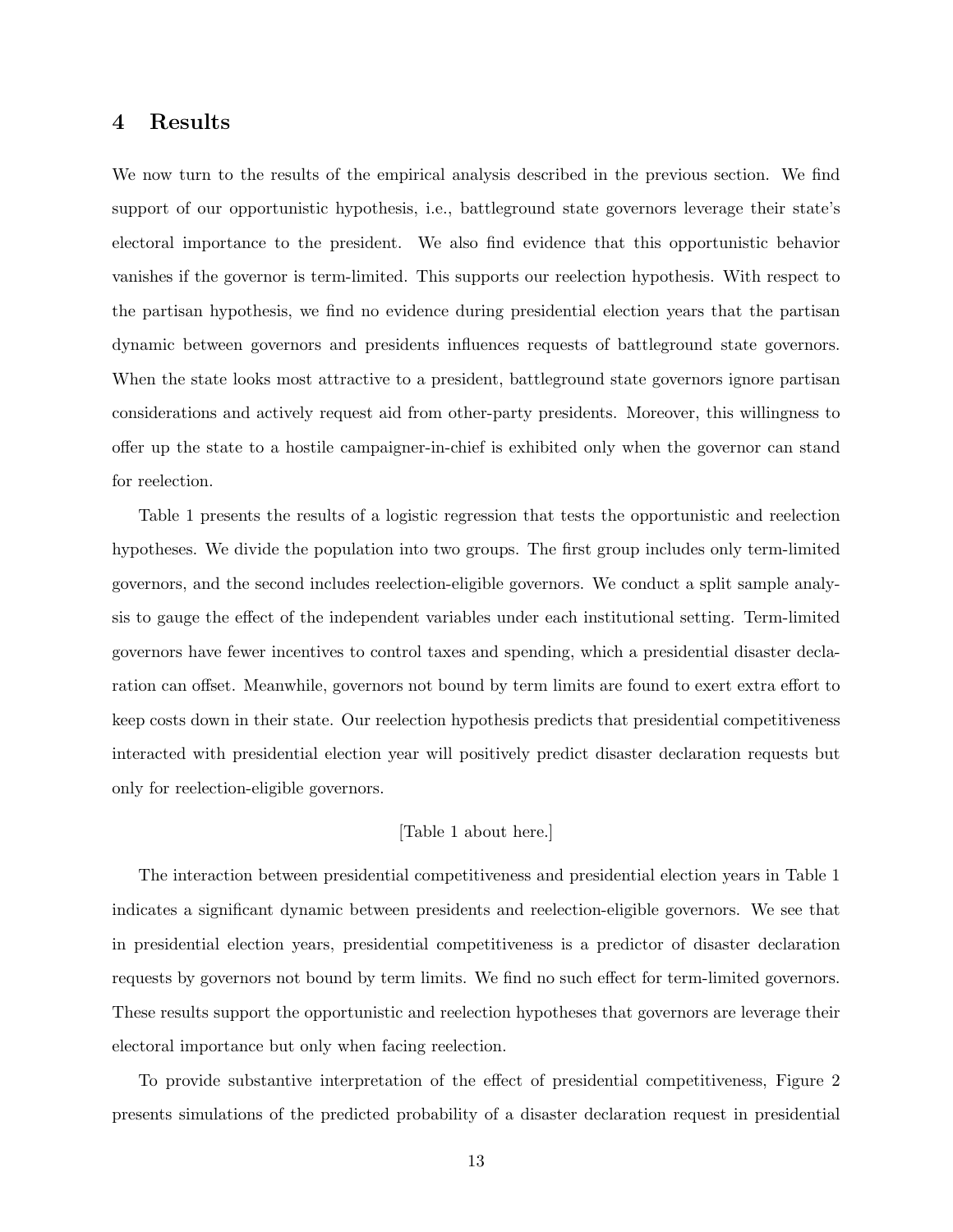## 4 Results

We now turn to the results of the empirical analysis described in the previous section. We find support of our opportunistic hypothesis, i.e., battleground state governors leverage their state's electoral importance to the president. We also find evidence that this opportunistic behavior vanishes if the governor is term-limited. This supports our reelection hypothesis. With respect to the partisan hypothesis, we find no evidence during presidential election years that the partisan dynamic between governors and presidents influences requests of battleground state governors. When the state looks most attractive to a president, battleground state governors ignore partisan considerations and actively request aid from other-party presidents. Moreover, this willingness to offer up the state to a hostile campaigner-in-chief is exhibited only when the governor can stand for reelection.

Table 1 presents the results of a logistic regression that tests the opportunistic and reelection hypotheses. We divide the population into two groups. The first group includes only term-limited governors, and the second includes reelection-eligible governors. We conduct a split sample analysis to gauge the effect of the independent variables under each institutional setting. Term-limited governors have fewer incentives to control taxes and spending, which a presidential disaster declaration can offset. Meanwhile, governors not bound by term limits are found to exert extra effort to keep costs down in their state. Our reelection hypothesis predicts that presidential competitiveness interacted with presidential election year will positively predict disaster declaration requests but only for reelection-eligible governors.

[Table 1 about here.]

The interaction between presidential competitiveness and presidential election years in Table 1 indicates a significant dynamic between presidents and reelection-eligible governors. We see that in presidential election years, presidential competitiveness is a predictor of disaster declaration requests by governors not bound by term limits. We find no such effect for term-limited governors. These results support the opportunistic and reelection hypotheses that governors are leverage their electoral importance but only when facing reelection.

To provide substantive interpretation of the effect of presidential competitiveness, Figure 2 presents simulations of the predicted probability of a disaster declaration request in presidential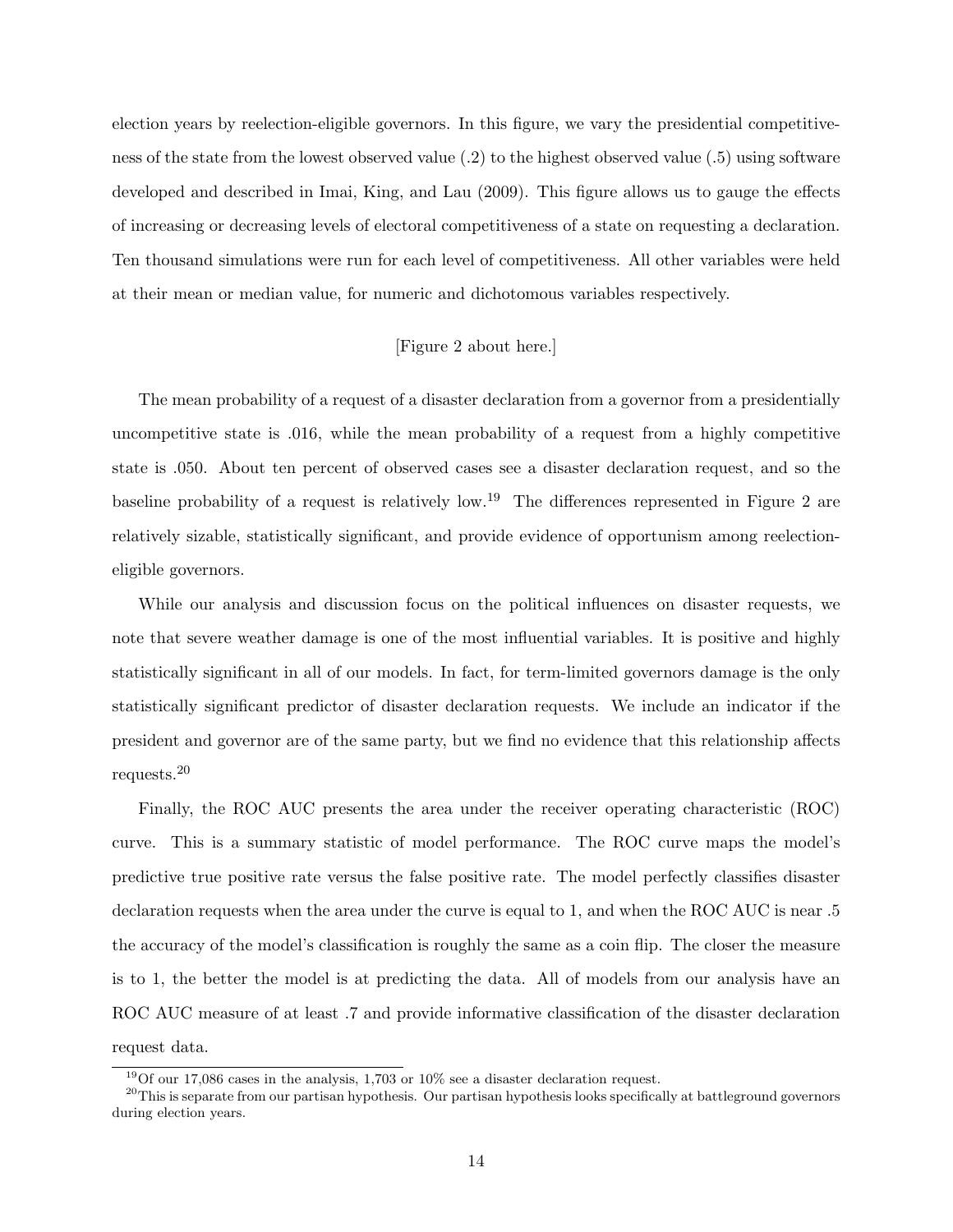election years by reelection-eligible governors. In this figure, we vary the presidential competitiveness of the state from the lowest observed value (.2) to the highest observed value (.5) using software developed and described in Imai, King, and Lau (2009). This figure allows us to gauge the effects of increasing or decreasing levels of electoral competitiveness of a state on requesting a declaration. Ten thousand simulations were run for each level of competitiveness. All other variables were held at their mean or median value, for numeric and dichotomous variables respectively.

[Figure 2 about here.]

The mean probability of a request of a disaster declaration from a governor from a presidentially uncompetitive state is .016, while the mean probability of a request from a highly competitive state is .050. About ten percent of observed cases see a disaster declaration request, and so the baseline probability of a request is relatively low.[19] The differences represented in Figure 2 are relatively sizable, statistically significant, and provide evidence of opportunism among reelection-eligible governors.

While our analysis and discussion focus on the political influences on disaster requests, we note that severe weather damage is one of the most influential variables. It is positive and highly statistically significant in all of our models. In fact, for term-limited governors damage is the only statistically significant predictor of disaster declaration requests. We include an indicator if the president and governor are of the same party, but we find no evidence that this relationship affects requests.[20]

Finally, the ROC AUC presents the area under the receiver operating characteristic (ROC) curve. This is a summary statistic of model performance. The ROC curve maps the model's predictive true positive rate versus the false positive rate. The model perfectly classifies disaster declaration requests when the area under the curve is equal to 1, and when the ROC AUC is near .5 the accuracy of the model's classification is roughly the same as a coin flip. The closer the measure is to 1, the better the model is at predicting the data. All of models from our analysis have an ROC AUC measure of at least .7 and provide informative classification of the disaster declaration request data.

[19] Of our 17,086 cases in the analysis, 1,703 or 10% see a disaster declaration request.

[20] This is separate from our partisan hypothesis. Our partisan hypothesis looks specifically at battleground governors during election years.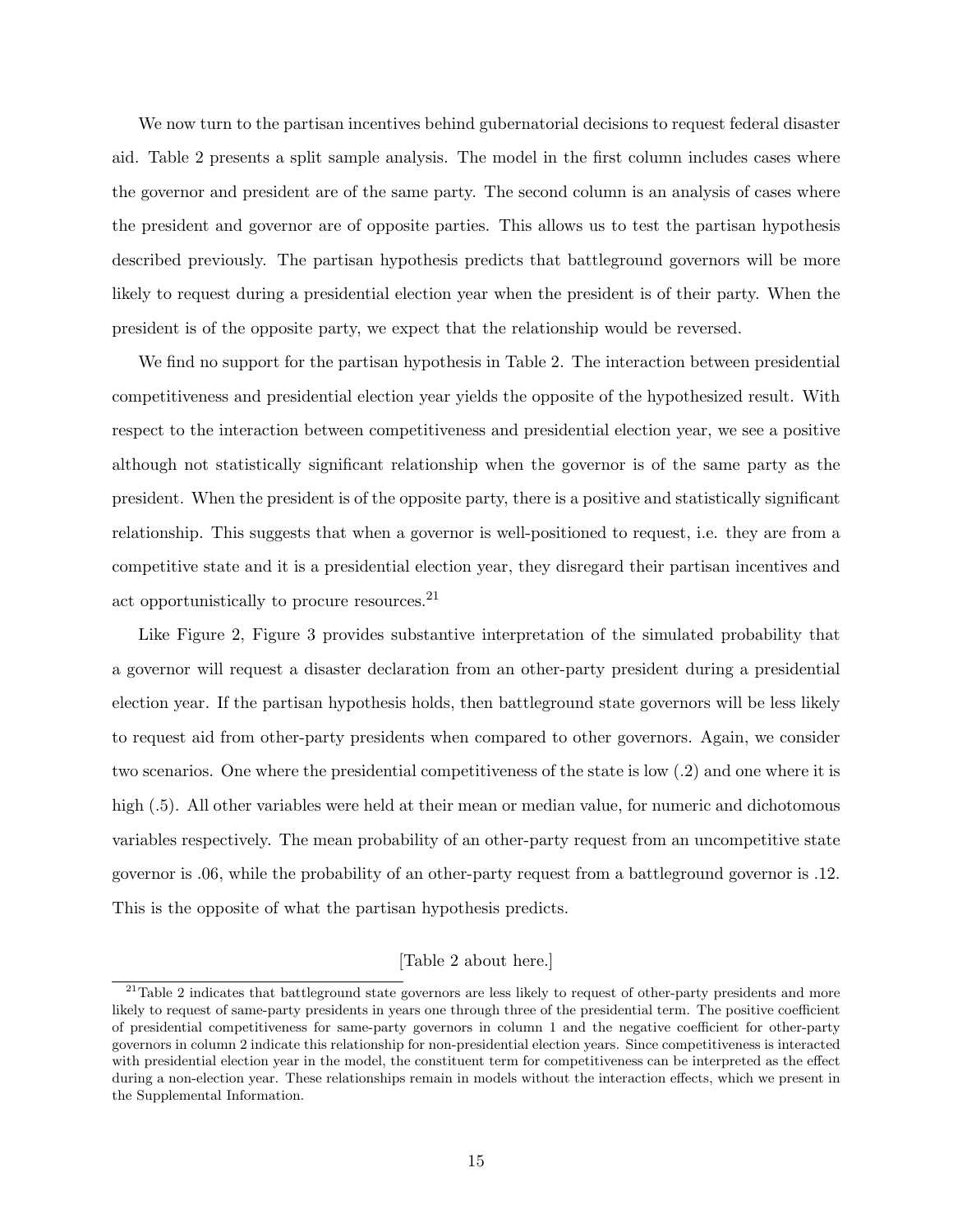We now turn to the partisan incentives behind gubernatorial decisions to request federal disaster aid. Table 2 presents a split sample analysis. The model in the first column includes cases where the governor and president are of the same party. The second column is an analysis of cases where the president and governor are of opposite parties. This allows us to test the partisan hypothesis described previously. The partisan hypothesis predicts that battleground governors will be more likely to request during a presidential election year when the president is of their party. When the president is of the opposite party, we expect that the relationship would be reversed.

We find no support for the partisan hypothesis in Table 2. The interaction between presidential competitiveness and presidential election year yields the opposite of the hypothesized result. With respect to the interaction between competitiveness and presidential election year, we see a positive although not statistically significant relationship when the governor is of the same party as the president. When the president is of the opposite party, there is a positive and statistically significant relationship. This suggests that when a governor is well-positioned to request, i.e. they are from a competitive state and it is a presidential election year, they disregard their partisan incentives and act opportunistically to procure resources.[21]

Like Figure 2, Figure 3 provides substantive interpretation of the simulated probability that a governor will request a disaster declaration from an other-party president during a presidential election year. If the partisan hypothesis holds, then battleground state governors will be less likely to request aid from other-party presidents when compared to other governors. Again, we consider two scenarios. One where the presidential competitiveness of the state is low (.2) and one where it is high (.5). All other variables were held at their mean or median value, for numeric and dichotomous variables respectively. The mean probability of an other-party request from an uncompetitive state governor is .06, while the probability of an other-party request from a battleground governor is .12. This is the opposite of what the partisan hypothesis predicts.

[Table 2 about here.]

[21] Table 2 indicates that battleground state governors are less likely to request of other-party presidents and more likely to request of same-party presidents in years one through three of the presidential term. The positive coefficient of presidential competitiveness for same-party governors in column 1 and the negative coefficient for other-party governors in column 2 indicate this relationship for non-presidential election years. Since competitiveness is interacted with presidential election year in the model, the constituent term for competitiveness can be interpreted as the effect during a non-election year. These relationships remain in models without the interaction effects, which we present in the Supplemental Information.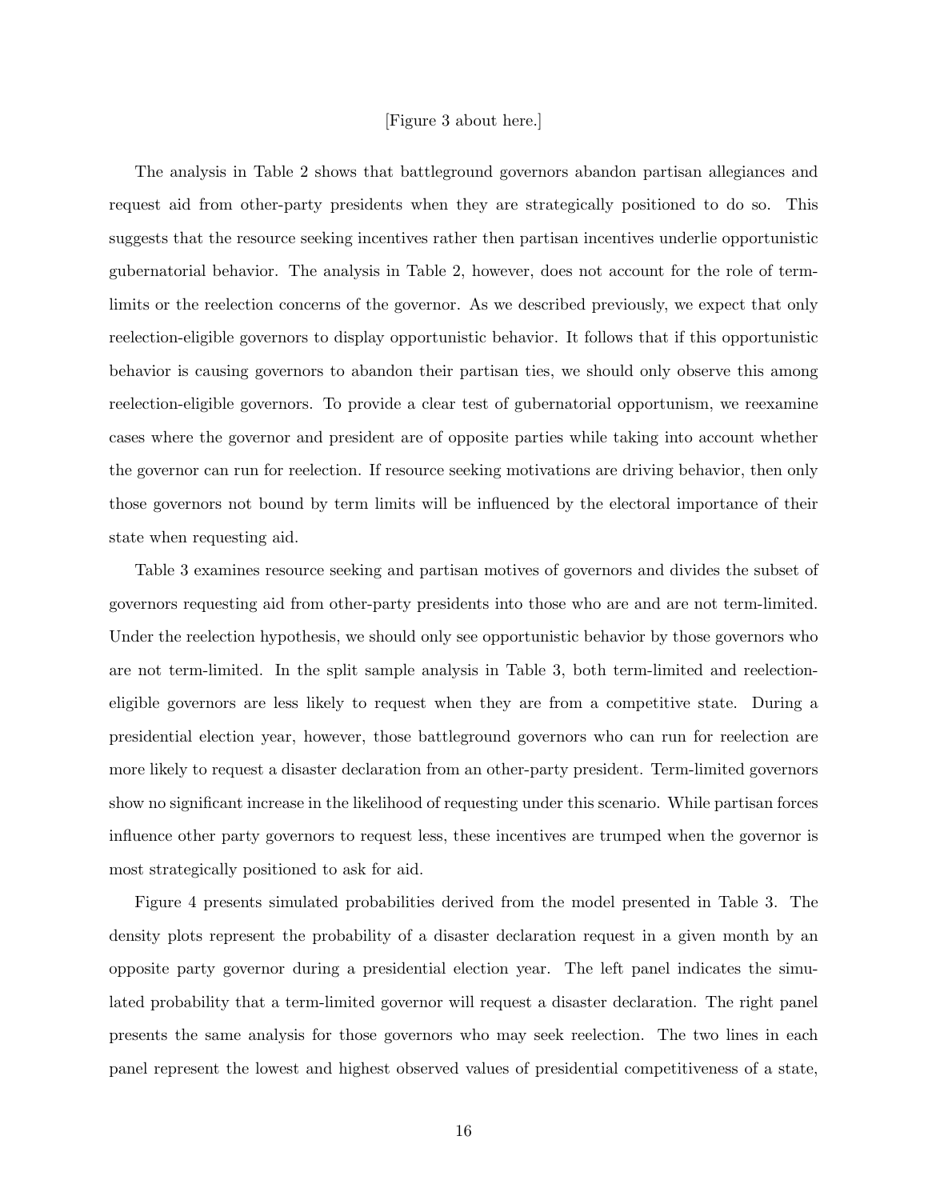[Figure 3 about here.]

The analysis in Table 2 shows that battleground governors abandon partisan allegiances and request aid from other-party presidents when they are strategically positioned to do so. This suggests that the resource seeking incentives rather then partisan incentives underlie opportunistic gubernatorial behavior. The analysis in Table 2, however, does not account for the role of term-limits or the reelection concerns of the governor. As we described previously, we expect that only reelection-eligible governors to display opportunistic behavior. It follows that if this opportunistic behavior is causing governors to abandon their partisan ties, we should only observe this among reelection-eligible governors. To provide a clear test of gubernatorial opportunism, we reexamine cases where the governor and president are of opposite parties while taking into account whether the governor can run for reelection. If resource seeking motivations are driving behavior, then only those governors not bound by term limits will be influenced by the electoral importance of their state when requesting aid.

Table 3 examines resource seeking and partisan motives of governors and divides the subset of governors requesting aid from other-party presidents into those who are and are not term-limited. Under the reelection hypothesis, we should only see opportunistic behavior by those governors who are not term-limited. In the split sample analysis in Table 3, both term-limited and reelection-eligible governors are less likely to request when they are from a competitive state. During a presidential election year, however, those battleground governors who can run for reelection are more likely to request a disaster declaration from an other-party president. Term-limited governors show no significant increase in the likelihood of requesting under this scenario. While partisan forces influence other party governors to request less, these incentives are trumped when the governor is most strategically positioned to ask for aid.

Figure 4 presents simulated probabilities derived from the model presented in Table 3. The density plots represent the probability of a disaster declaration request in a given month by an opposite party governor during a presidential election year. The left panel indicates the simulated probability that a term-limited governor will request a disaster declaration. The right panel presents the same analysis for those governors who may seek reelection. The two lines in each panel represent the lowest and highest observed values of presidential competitiveness of a state,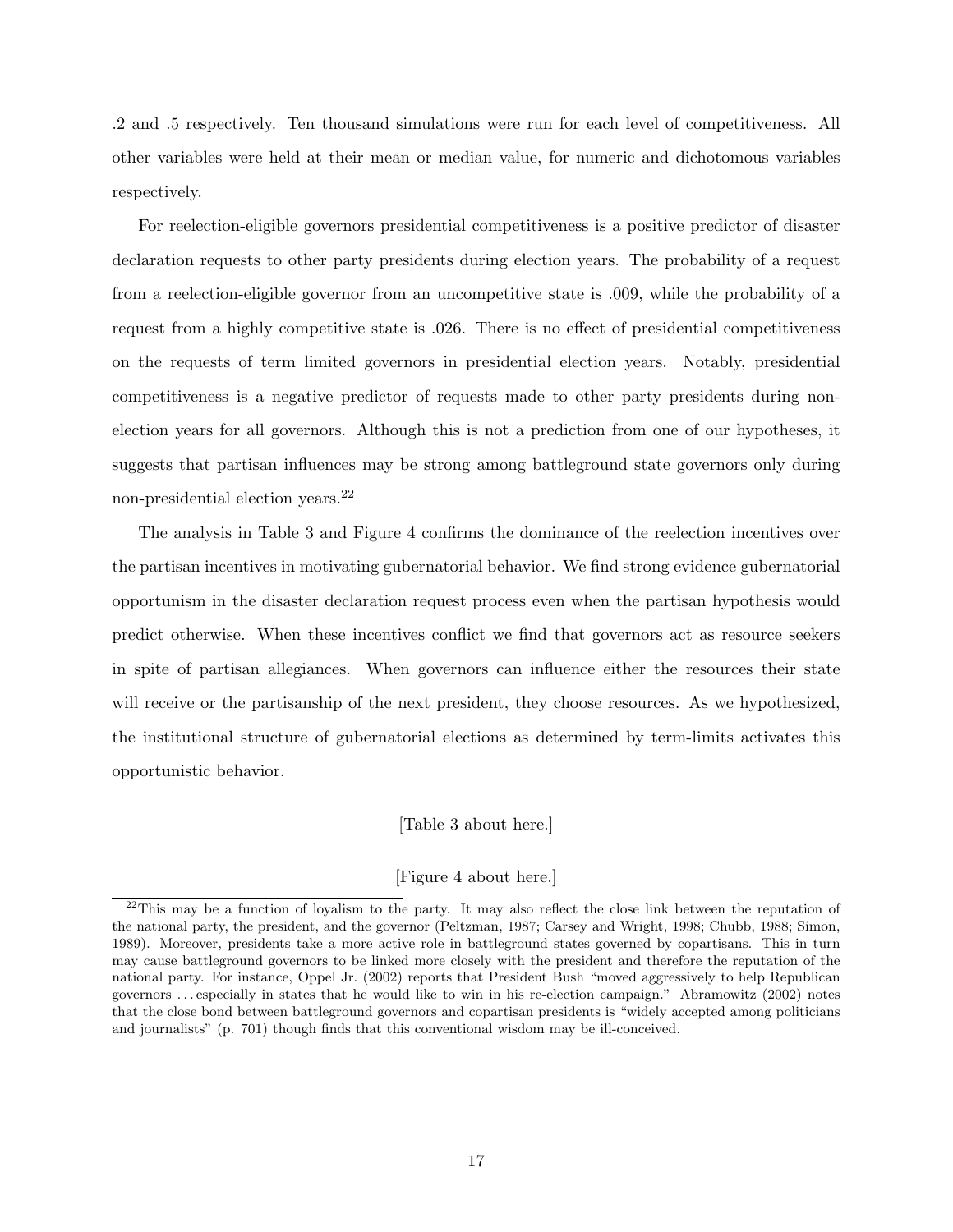.2 and .5 respectively. Ten thousand simulations were run for each level of competitiveness. All other variables were held at their mean or median value, for numeric and dichotomous variables respectively.

For reelection-eligible governors presidential competitiveness is a positive predictor of disaster declaration requests to other party presidents during election years. The probability of a request from a reelection-eligible governor from an uncompetitive state is .009, while the probability of a request from a highly competitive state is .026. There is no effect of presidential competitiveness on the requests of term limited governors in presidential election years. Notably, presidential competitiveness is a negative predictor of requests made to other party presidents during non-election years for all governors. Although this is not a prediction from one of our hypotheses, it suggests that partisan influences may be strong among battleground state governors only during non-presidential election years.[22]

The analysis in Table 3 and Figure 4 confirms the dominance of the reelection incentives over the partisan incentives in motivating gubernatorial behavior. We find strong evidence gubernatorial opportunism in the disaster declaration request process even when the partisan hypothesis would predict otherwise. When these incentives conflict we find that governors act as resource seekers in spite of partisan allegiances. When governors can influence either the resources their state will receive or the partisanship of the next president, they choose resources. As we hypothesized, the institutional structure of gubernatorial elections as determined by term-limits activates this opportunistic behavior.

[Table 3 about here.]

[Figure 4 about here.]

[22] This may be a function of loyalism to the party. It may also reflect the close link between the reputation of the national party, the president, and the governor (Peltzman, 1987; Carsey and Wright, 1998; Chubb, 1988; Simon, 1989). Moreover, presidents take a more active role in battleground states governed by copartisans. This in turn may cause battleground governors to be linked more closely with the president and therefore the reputation of the national party. For instance, Oppel Jr. (2002) reports that President Bush "moved aggressively to help Republican governors ... especially in states that he would like to win in his re-election campaign." Abramowitz (2002) notes that the close bond between battleground governors and copartisan presidents is "widely accepted among politicians and journalists" (p. 701) though finds that this conventional wisdom may be ill-conceived.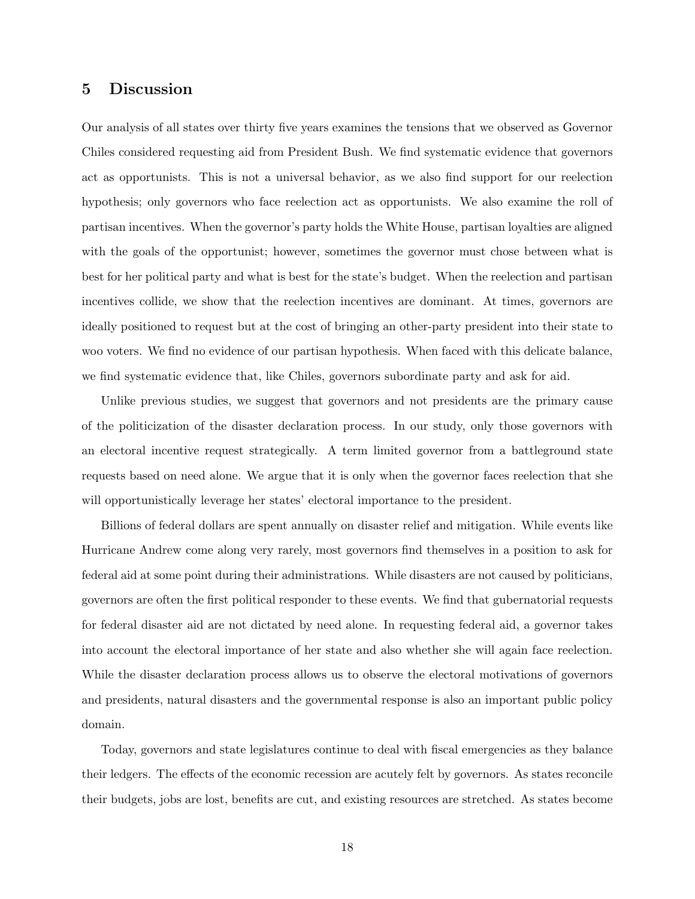## 5 Discussion

Our analysis of all states over thirty five years examines the tensions that we observed as Governor Chiles considered requesting aid from President Bush. We find systematic evidence that governors act as opportunists. This is not a universal behavior, as we also find support for our reelection hypothesis; only governors who face reelection act as opportunists. We also examine the roll of partisan incentives. When the governor's party holds the White House, partisan loyalties are aligned with the goals of the opportunist; however, sometimes the governor must chose between what is best for her political party and what is best for the state's budget. When the reelection and partisan incentives collide, we show that the reelection incentives are dominant. At times, governors are ideally positioned to request but at the cost of bringing an other-party president into their state to woo voters. We find no evidence of our partisan hypothesis. When faced with this delicate balance, we find systematic evidence that, like Chiles, governors subordinate party and ask for aid.

Unlike previous studies, we suggest that governors and not presidents are the primary cause of the politicization of the disaster declaration process. In our study, only those governors with an electoral incentive request strategically. A term limited governor from a battleground state requests based on need alone. We argue that it is only when the governor faces reelection that she will opportunistically leverage her states' electoral importance to the president.

Billions of federal dollars are spent annually on disaster relief and mitigation. While events like Hurricane Andrew come along very rarely, most governors find themselves in a position to ask for federal aid at some point during their administrations. While disasters are not caused by politicians, governors are often the first political responder to these events. We find that gubernatorial requests for federal disaster aid are not dictated by need alone. In requesting federal aid, a governor takes into account the electoral importance of her state and also whether she will again face reelection. While the disaster declaration process allows us to observe the electoral motivations of governors and presidents, natural disasters and the governmental response is also an important public policy domain.

Today, governors and state legislatures continue to deal with fiscal emergencies as they balance their ledgers. The effects of the economic recession are acutely felt by governors. As states reconcile their budgets, jobs are lost, benefits are cut, and existing resources are stretched. As states become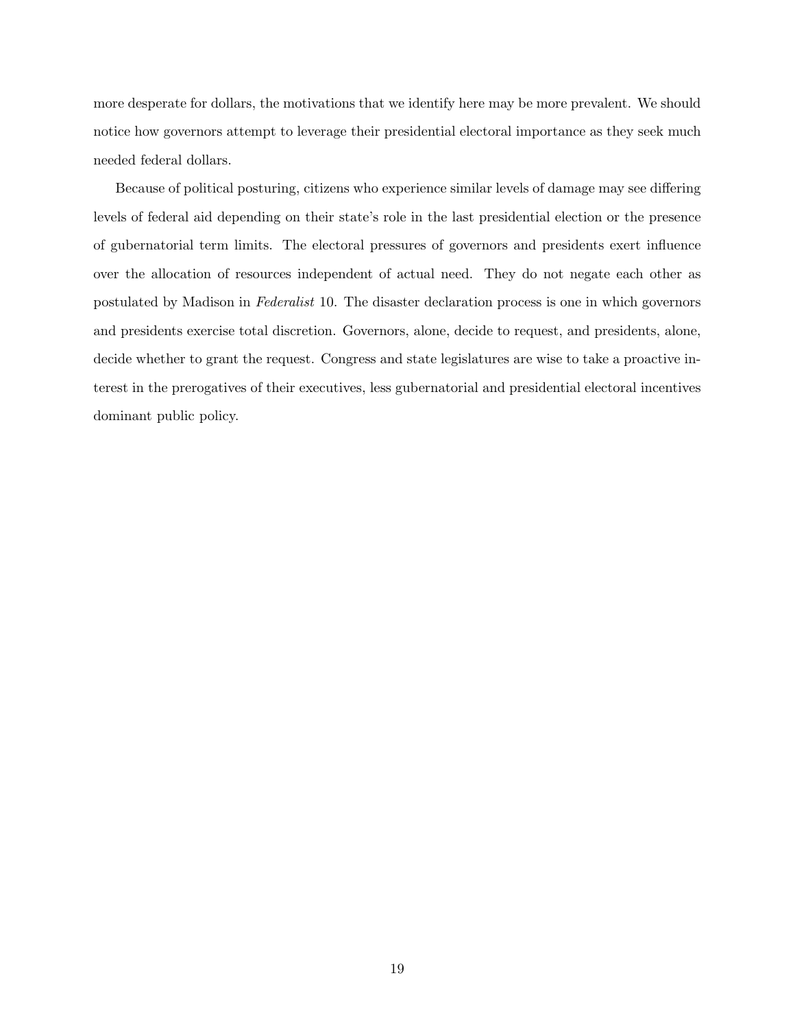more desperate for dollars, the motivations that we identify here may be more prevalent. We should notice how governors attempt to leverage their presidential electoral importance as they seek much needed federal dollars.

Because of political posturing, citizens who experience similar levels of damage may see differing levels of federal aid depending on their state's role in the last presidential election or the presence of gubernatorial term limits. The electoral pressures of governors and presidents exert influence over the allocation of resources independent of actual need. They do not negate each other as postulated by Madison in *Federalist* 10. The disaster declaration process is one in which governors and presidents exercise total discretion. Governors, alone, decide to request, and presidents, alone, decide whether to grant the request. Congress and state legislatures are wise to take a proactive interest in the prerogatives of their executives, less gubernatorial and presidential electoral incentives dominant public policy.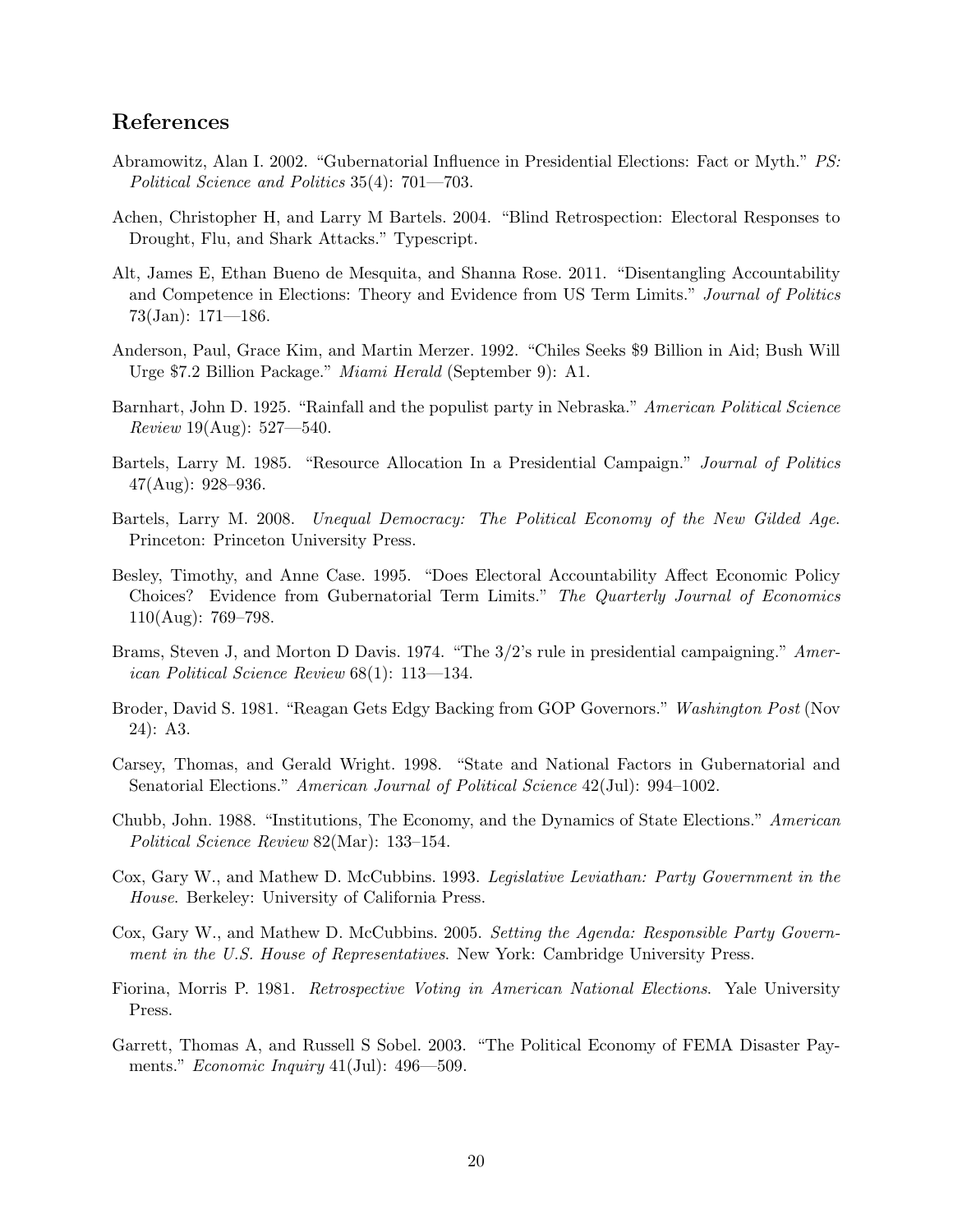## References

Abramowitz, Alan I. 2002. "Gubernatorial Influence in Presidential Elections: Fact or Myth." *PS: Political Science and Politics* 35(4): 701—703.

Achen, Christopher H, and Larry M Bartels. 2004. "Blind Retrospection: Electoral Responses to Drought, Flu, and Shark Attacks." Typescript.

Alt, James E, Ethan Bueno de Mesquita, and Shanna Rose. 2011. "Disentangling Accountability and Competence in Elections: Theory and Evidence from US Term Limits." *Journal of Politics* 73(Jan): 171—186.

Anderson, Paul, Grace Kim, and Martin Merzer. 1992. "Chiles Seeks $9 Billion in Aid; Bush Will Urge $7.2 Billion Package." *Miami Herald* (September 9): A1.

Barnhart, John D. 1925. "Rainfall and the populist party in Nebraska." *American Political Science Review* 19(Aug): 527—540.

Bartels, Larry M. 1985. "Resource Allocation In a Presidential Campaign." *Journal of Politics* 47(Aug): 928–936.

Bartels, Larry M. 2008. *Unequal Democracy: The Political Economy of the New Gilded Age*. Princeton: Princeton University Press.

Besley, Timothy, and Anne Case. 1995. "Does Electoral Accountability Affect Economic Policy Choices? Evidence from Gubernatorial Term Limits." *The Quarterly Journal of Economics* 110(Aug): 769–798.

Brams, Steven J, and Morton D Davis. 1974. "The 3/2's rule in presidential campaigning." *American Political Science Review* 68(1): 113—134.

Broder, David S. 1981. "Reagan Gets Edgy Backing from GOP Governors." *Washington Post* (Nov 24): A3.

Carsey, Thomas, and Gerald Wright. 1998. "State and National Factors in Gubernatorial and Senatorial Elections." *American Journal of Political Science* 42(Jul): 994–1002.

Chubb, John. 1988. "Institutions, The Economy, and the Dynamics of State Elections." *American Political Science Review* 82(Mar): 133–154.

Cox, Gary W., and Mathew D. McCubbins. 1993. *Legislative Leviathan: Party Government in the House*. Berkeley: University of California Press.

Cox, Gary W., and Mathew D. McCubbins. 2005. *Setting the Agenda: Responsible Party Government in the U.S. House of Representatives*. New York: Cambridge University Press.

Fiorina, Morris P. 1981. *Retrospective Voting in American National Elections*. Yale University Press.

Garrett, Thomas A, and Russell S Sobel. 2003. "The Political Economy of FEMA Disaster Payments." *Economic Inquiry* 41(Jul): 496—509.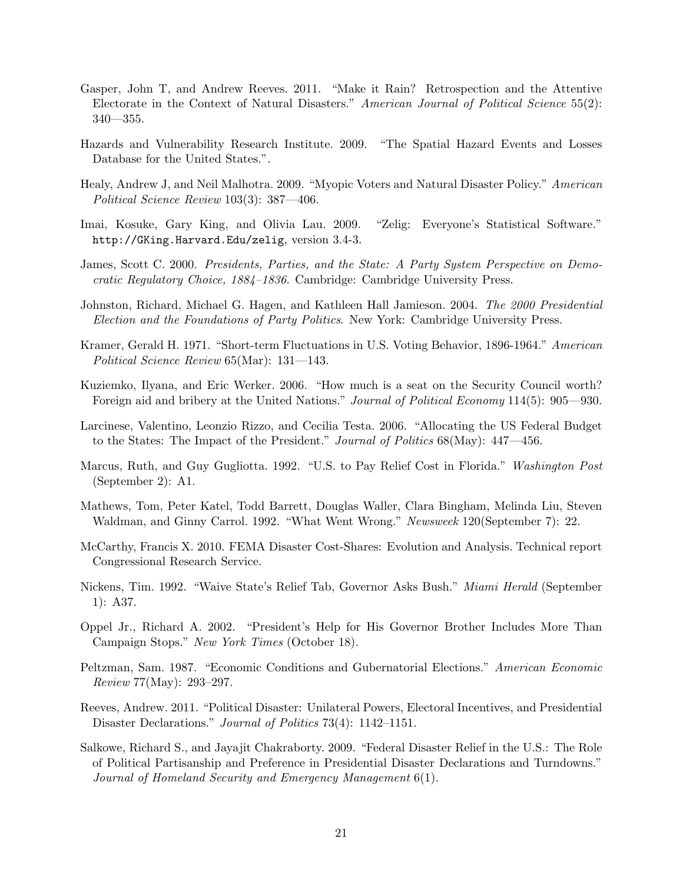Gasper, John T, and Andrew Reeves. 2011. "Make it Rain? Retrospection and the Attentive Electorate in the Context of Natural Disasters." *American Journal of Political Science* 55(2): 340—355.

Hazards and Vulnerability Research Institute. 2009. "The Spatial Hazard Events and Losses Database for the United States.".

Healy, Andrew J, and Neil Malhotra. 2009. "Myopic Voters and Natural Disaster Policy." *American Political Science Review* 103(3): 387—406.

Imai, Kosuke, Gary King, and Olivia Lau. 2009. "Zelig: Everyone's Statistical Software." `http://GKing.Harvard.Edu/zelig`, version 3.4-3.

James, Scott C. 2000. *Presidents, Parties, and the State: A Party System Perspective on Democratic Regulatory Choice, 1884–1836*. Cambridge: Cambridge University Press.

Johnston, Richard, Michael G. Hagen, and Kathleen Hall Jamieson. 2004. *The 2000 Presidential Election and the Foundations of Party Politics*. New York: Cambridge University Press.

Kramer, Gerald H. 1971. "Short-term Fluctuations in U.S. Voting Behavior, 1896-1964." *American Political Science Review* 65(Mar): 131—143.

Kuziemko, Ilyana, and Eric Werker. 2006. "How much is a seat on the Security Council worth? Foreign aid and bribery at the United Nations." *Journal of Political Economy* 114(5): 905—930.

Larcinese, Valentino, Leonzio Rizzo, and Cecilia Testa. 2006. "Allocating the US Federal Budget to the States: The Impact of the President." *Journal of Politics* 68(May): 447—456.

Marcus, Ruth, and Guy Gugliotta. 1992. "U.S. to Pay Relief Cost in Florida." *Washington Post* (September 2): A1.

Mathews, Tom, Peter Katel, Todd Barrett, Douglas Waller, Clara Bingham, Melinda Liu, Steven Waldman, and Ginny Carrol. 1992. "What Went Wrong." *Newsweek* 120(September 7): 22.

McCarthy, Francis X. 2010. FEMA Disaster Cost-Shares: Evolution and Analysis. Technical report Congressional Research Service.

Nickens, Tim. 1992. "Waive State's Relief Tab, Governor Asks Bush." *Miami Herald* (September 1): A37.

Oppel Jr., Richard A. 2002. "President's Help for His Governor Brother Includes More Than Campaign Stops." *New York Times* (October 18).

Peltzman, Sam. 1987. "Economic Conditions and Gubernatorial Elections." *American Economic Review* 77(May): 293–297.

Reeves, Andrew. 2011. "Political Disaster: Unilateral Powers, Electoral Incentives, and Presidential Disaster Declarations." *Journal of Politics* 73(4): 1142–1151.

Salkowe, Richard S., and Jayajit Chakraborty. 2009. "Federal Disaster Relief in the U.S.: The Role of Political Partisanship and Preference in Presidential Disaster Declarations and Turndowns." *Journal of Homeland Security and Emergency Management* 6(1).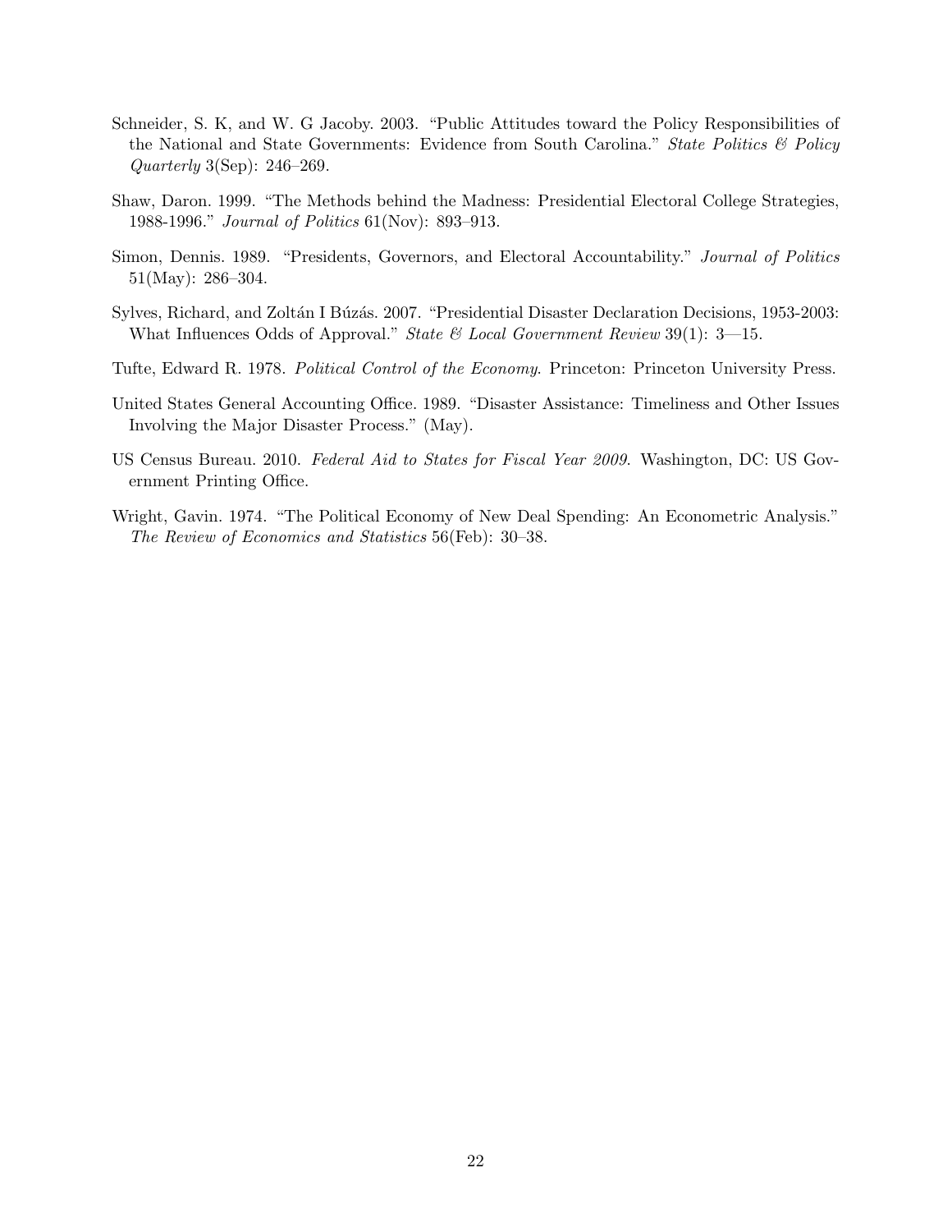Schneider, S. K, and W. G Jacoby. 2003. "Public Attitudes toward the Policy Responsibilities of the National and State Governments: Evidence from South Carolina." *State Politics & Policy Quarterly* 3(Sep): 246–269.

Shaw, Daron. 1999. "The Methods behind the Madness: Presidential Electoral College Strategies, 1988-1996." *Journal of Politics* 61(Nov): 893–913.

Simon, Dennis. 1989. "Presidents, Governors, and Electoral Accountability." *Journal of Politics* 51(May): 286–304.

Sylves, Richard, and Zoltán I Búzás. 2007. "Presidential Disaster Declaration Decisions, 1953-2003: What Influences Odds of Approval." *State & Local Government Review* 39(1): 3—15.

Tufte, Edward R. 1978. *Political Control of the Economy*. Princeton: Princeton University Press.

United States General Accounting Office. 1989. "Disaster Assistance: Timeliness and Other Issues Involving the Major Disaster Process." (May).

US Census Bureau. 2010. *Federal Aid to States for Fiscal Year 2009*. Washington, DC: US Government Printing Office.

Wright, Gavin. 1974. "The Political Economy of New Deal Spending: An Econometric Analysis." *The Review of Economics and Statistics* 56(Feb): 30–38.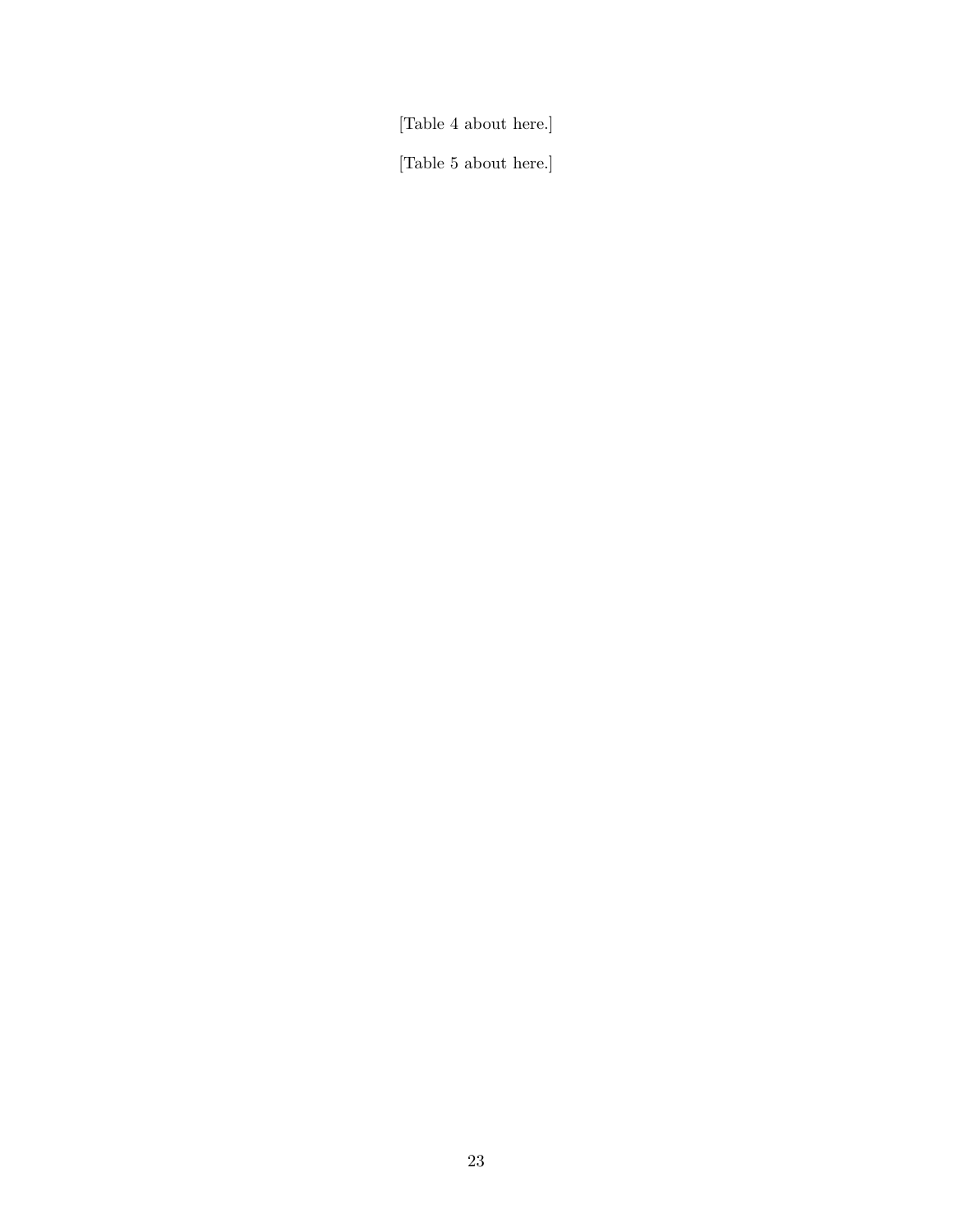[Table 4 about here.]

[Table 5 about here.]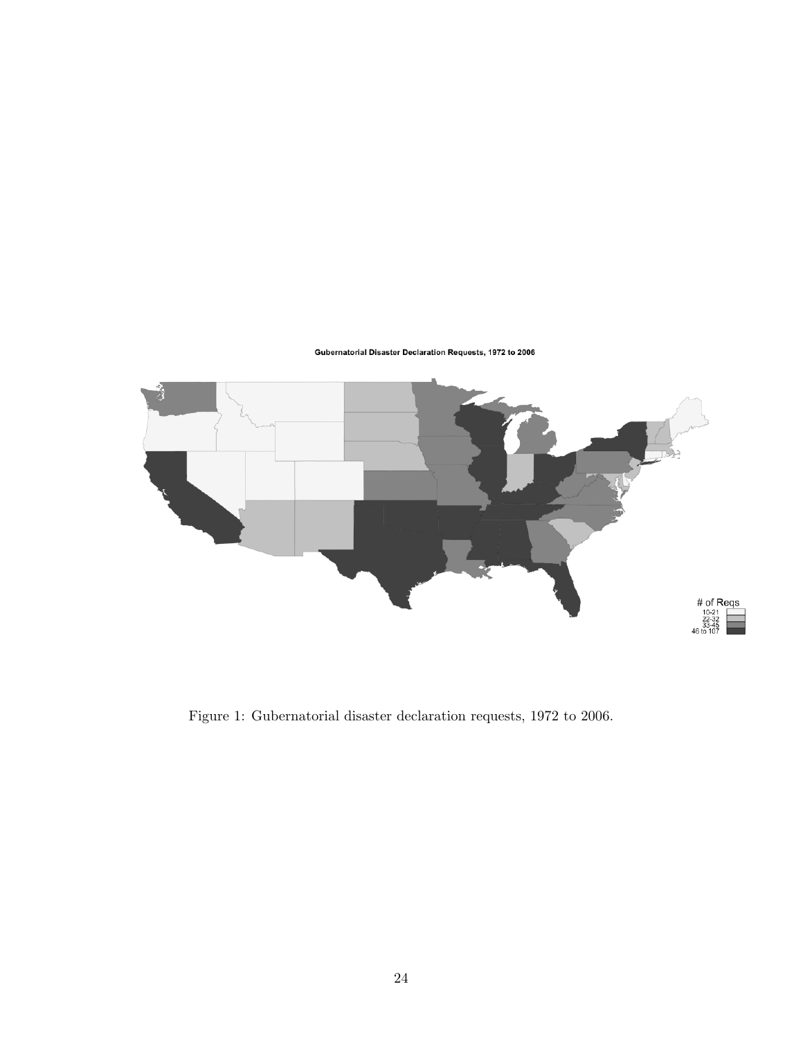Gubernatorial Disaster Declaration Requests, 1972 to 2006

# of Reqs
10-21
22-32
33-45
46 to 107

Figure 1: Gubernatorial disaster declaration requests, 1972 to 2006.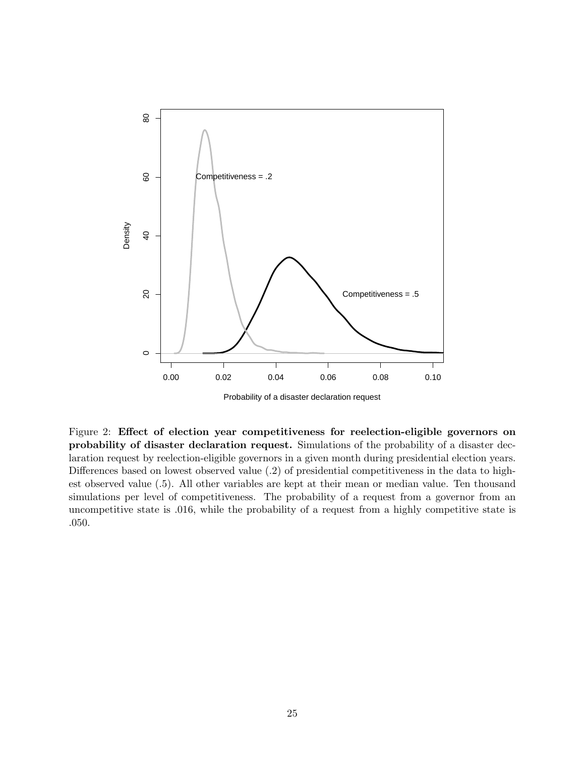Figure 2: **Effect of election year competitiveness for reelection-eligible governors on probability of disaster declaration request.** Simulations of the probability of a disaster declaration request by reelection-eligible governors in a given month during presidential election years. Differences based on lowest observed value (.2) of presidential competitiveness in the data to highest observed value (.5). All other variables are kept at their mean or median value. Ten thousand simulations per level of competitiveness. The probability of a request from a governor from an uncompetitive state is .016, while the probability of a request from a highly competitive state is .050.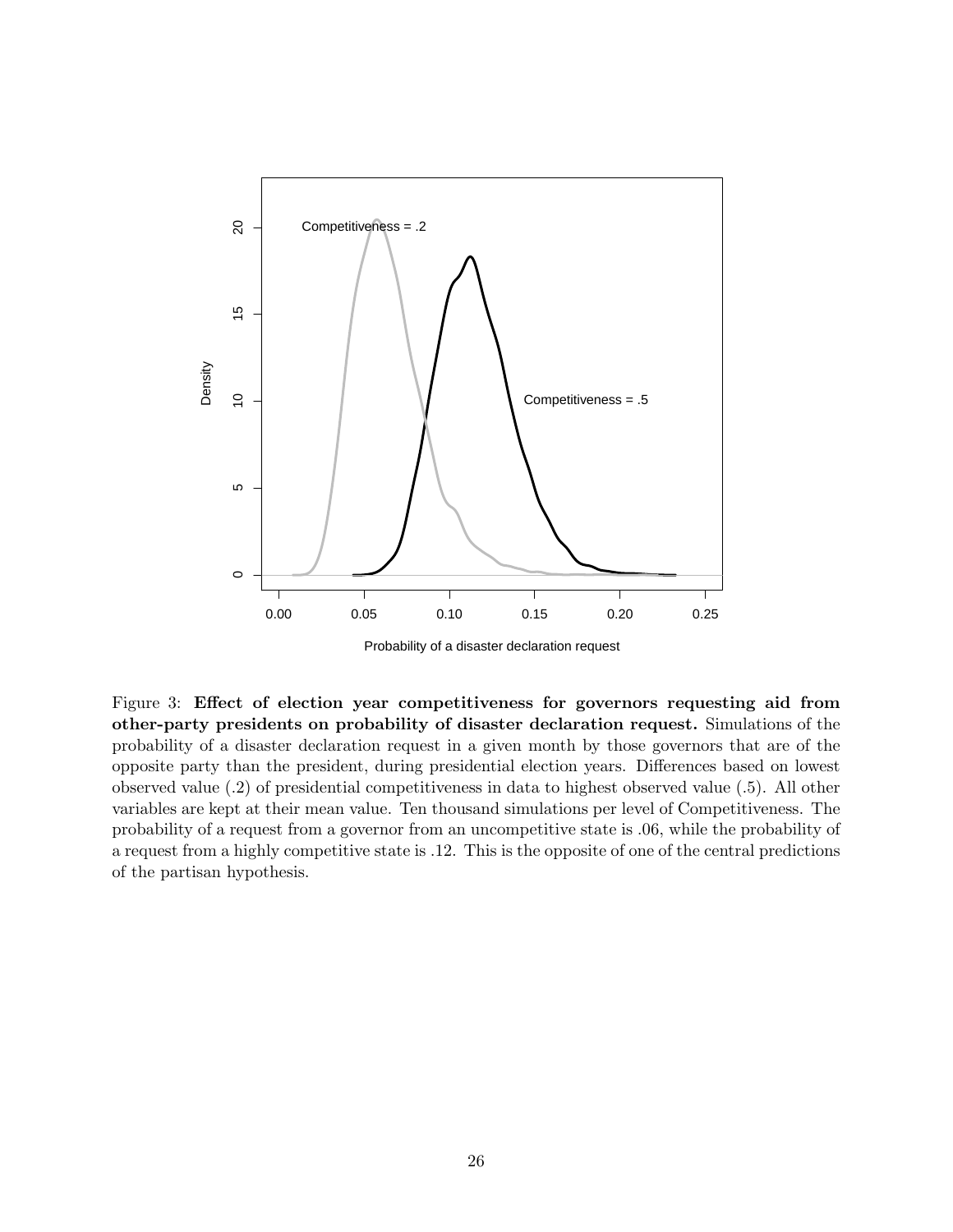Figure 3: **Effect of election year competitiveness for governors requesting aid from other-party presidents on probability of disaster declaration request.** Simulations of the probability of a disaster declaration request in a given month by those governors that are of the opposite party than the president, during presidential election years. Differences based on lowest observed value (.2) of presidential competitiveness in data to highest observed value (.5). All other variables are kept at their mean value. Ten thousand simulations per level of Competitiveness. The probability of a request from a governor from an uncompetitive state is .06, while the probability of a request from a highly competitive state is .12. This is the opposite of one of the central predictions of the partisan hypothesis.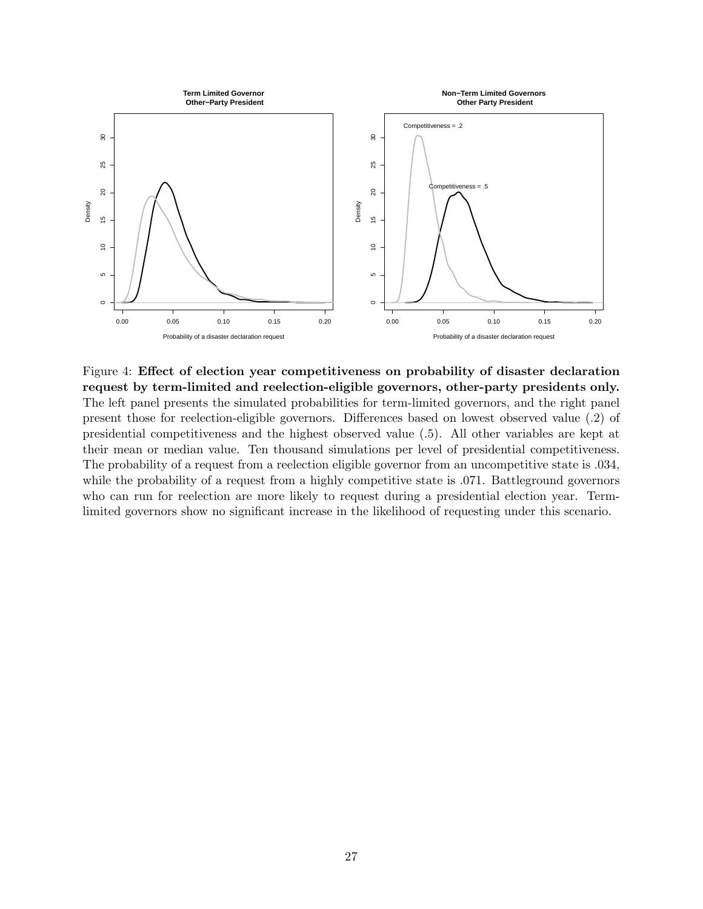Figure 4: **Effect of election year competitiveness on probability of disaster declaration request by term-limited and reelection-eligible governors, other-party presidents only.** The left panel presents the simulated probabilities for term-limited governors, and the right panel present those for reelection-eligible governors. Differences based on lowest observed value (.2) of presidential competitiveness and the highest observed value (.5). All other variables are kept at their mean or median value. Ten thousand simulations per level of presidential competitiveness. The probability of a request from a reelection eligible governor from an uncompetitive state is .034, while the probability of a request from a highly competitive state is .071. Battleground governors who can run for reelection are more likely to request during a presidential election year. Term-limited governors show no significant increase in the likelihood of requesting under this scenario.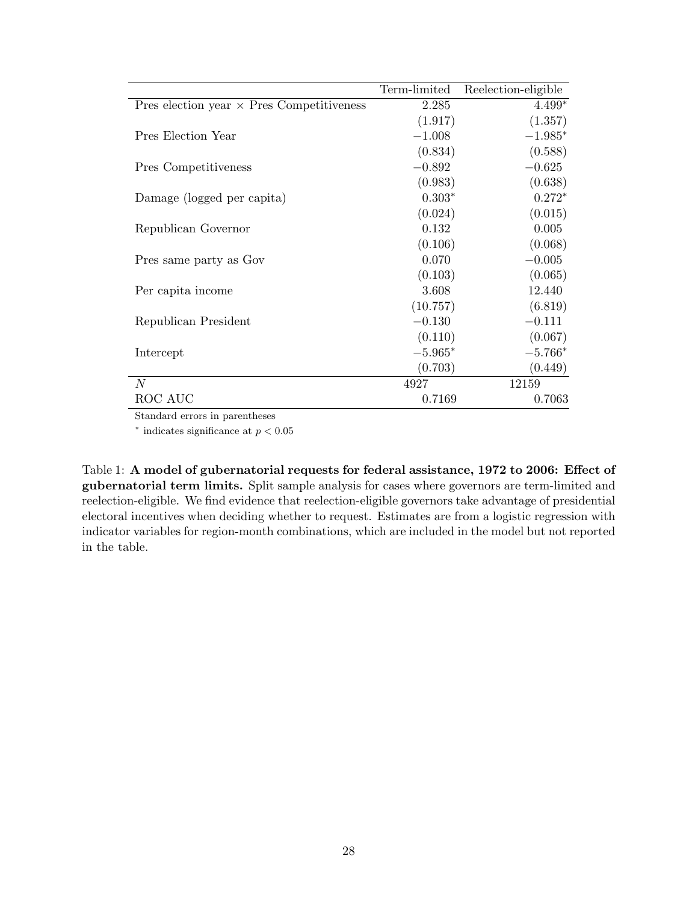| | Term-limited | Reelection-eligible |
|---|---|---|
| Pres election year × Pres Competitiveness | 2.285 | 4.499* |
| | (1.917) | (1.357) |
| Pres Election Year | −1.008 | −1.985* |
| | (0.834) | (0.588) |
| Pres Competitiveness | −0.892 | −0.625 |
| | (0.983) | (0.638) |
| Damage (logged per capita) | 0.303* | 0.272* |
| | (0.024) | (0.015) |
| Republican Governor | 0.132 | 0.005 |
| | (0.106) | (0.068) |
| Pres same party as Gov | 0.070 | −0.005 |
| | (0.103) | (0.065) |
| Per capita income | 3.608 | 12.440 |
| | (10.757) | (6.819) |
| Republican President | −0.130 | −0.111 |
| | (0.110) | (0.067) |
| Intercept | −5.965* | −5.766* |
| | (0.703) | (0.449) |
| $N$ | 4927 | 12159 |
| ROC AUC | 0.7169 | 0.7063 |

Standard errors in parentheses

* indicates significance at $p < 0.05$

Table 1: **A model of gubernatorial requests for federal assistance, 1972 to 2006: Effect of gubernatorial term limits.** Split sample analysis for cases where governors are term-limited and reelection-eligible. We find evidence that reelection-eligible governors take advantage of presidential electoral incentives when deciding whether to request. Estimates are from a logistic regression with indicator variables for region-month combinations, which are included in the model but not reported in the table.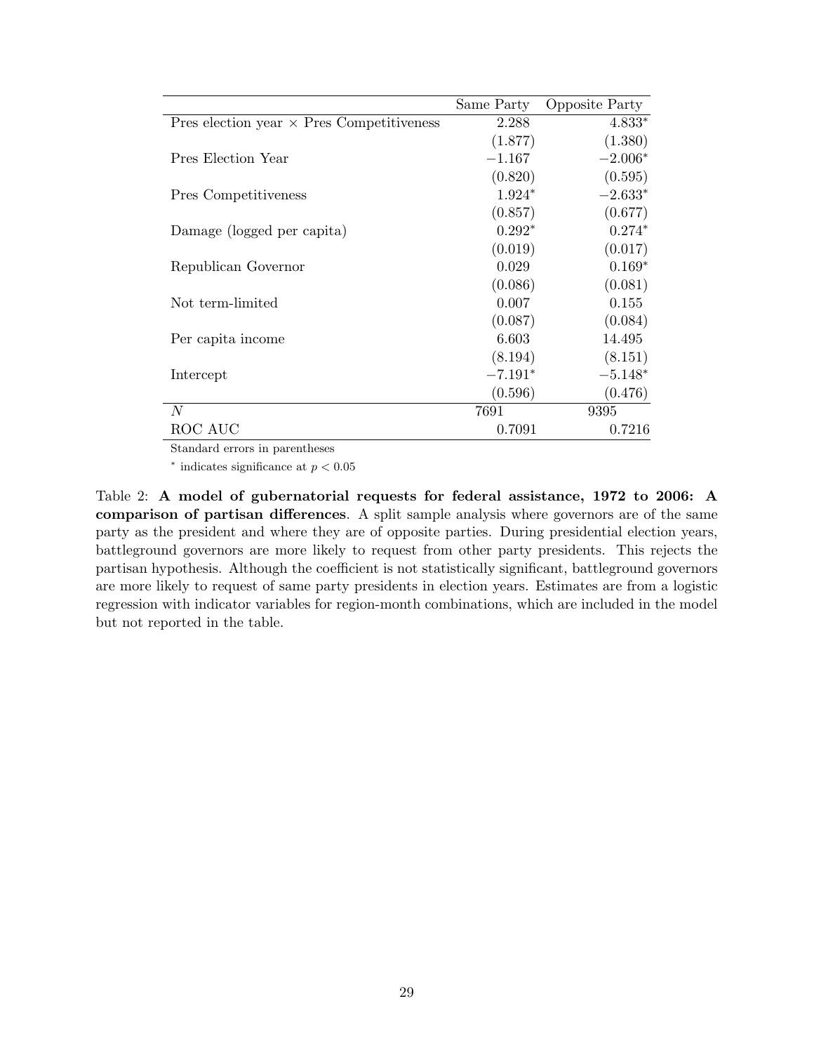| | Same Party | Opposite Party |
|---|---|---|
| Pres election year × Pres Competitiveness | 2.288 | 4.833* |
| | (1.877) | (1.380) |
| Pres Election Year | −1.167 | −2.006* |
| | (0.820) | (0.595) |
| Pres Competitiveness | 1.924* | −2.633* |
| | (0.857) | (0.677) |
| Damage (logged per capita) | 0.292* | 0.274* |
| | (0.019) | (0.017) |
| Republican Governor | 0.029 | 0.169* |
| | (0.086) | (0.081) |
| Not term-limited | 0.007 | 0.155 |
| | (0.087) | (0.084) |
| Per capita income | 6.603 | 14.495 |
| | (8.194) | (8.151) |
| Intercept | −7.191* | −5.148* |
| | (0.596) | (0.476) |
| $N$ | 7691 | 9395 |
| ROC AUC | 0.7091 | 0.7216 |

Standard errors in parentheses

* indicates significance at $p < 0.05$

Table 2: **A model of gubernatorial requests for federal assistance, 1972 to 2006: A comparison of partisan differences**. A split sample analysis where governors are of the same party as the president and where they are of opposite parties. During presidential election years, battleground governors are more likely to request from other party presidents. This rejects the partisan hypothesis. Although the coefficient is not statistically significant, battleground governors are more likely to request of same party presidents in election years. Estimates are from a logistic regression with indicator variables for region-month combinations, which are included in the model but not reported in the table.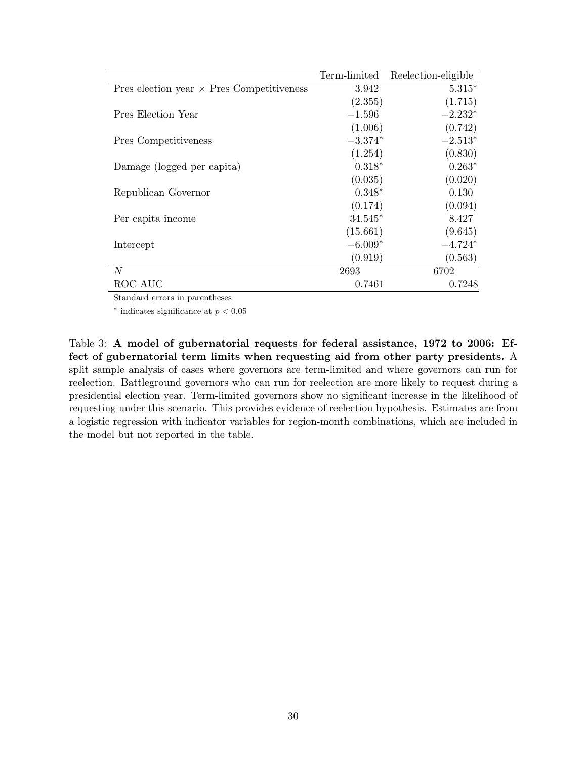| | Term-limited | Reelection-eligible |
|---|---|---|
| Pres election year × Pres Competitiveness | 3.942 | 5.315* |
| | (2.355) | (1.715) |
| Pres Election Year | −1.596 | −2.232* |
| | (1.006) | (0.742) |
| Pres Competitiveness | −3.374* | −2.513* |
| | (1.254) | (0.830) |
| Damage (logged per capita) | 0.318* | 0.263* |
| | (0.035) | (0.020) |
| Republican Governor | 0.348* | 0.130 |
| | (0.174) | (0.094) |
| Per capita income | 34.545* | 8.427 |
| | (15.661) | (9.645) |
| Intercept | −6.009* | −4.724* |
| | (0.919) | (0.563) |
| $N$ | 2693 | 6702 |
| ROC AUC | 0.7461 | 0.7248 |

Standard errors in parentheses

* indicates significance at $p < 0.05$

Table 3: **A model of gubernatorial requests for federal assistance, 1972 to 2006: Effect of gubernatorial term limits when requesting aid from other party presidents.** A split sample analysis of cases where governors are term-limited and where governors can run for reelection. Battleground governors who can run for reelection are more likely to request during a presidential election year. Term-limited governors show no significant increase in the likelihood of requesting under this scenario. This provides evidence of reelection hypothesis. Estimates are from a logistic regression with indicator variables for region-month combinations, which are included in the model but not reported in the table.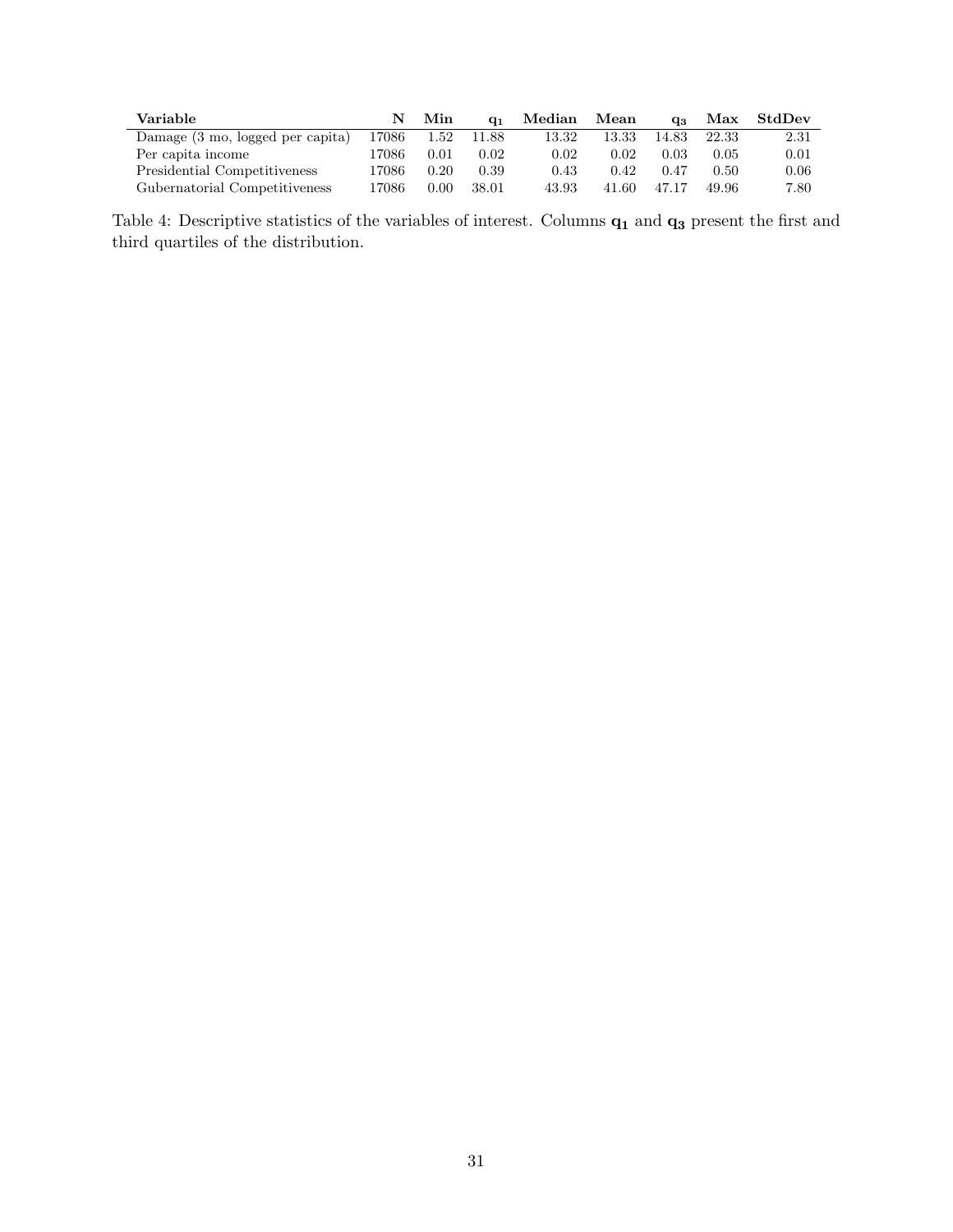| **Variable** | **N** | **Min** | $\mathbf{q_1}$ | **Median** | **Mean** | $\mathbf{q_3}$ | **Max** | **StdDev** |
|---|---|---|---|---|---|---|---|---|
| Damage (3 mo, logged per capita) | 17086 | 1.52 | 11.88 | 13.32 | 13.33 | 14.83 | 22.33 | 2.31 |
| Per capita income | 17086 | 0.01 | 0.02 | 0.02 | 0.02 | 0.03 | 0.05 | 0.01 |
| Presidential Competitiveness | 17086 | 0.20 | 0.39 | 0.43 | 0.42 | 0.47 | 0.50 | 0.06 |
| Gubernatorial Competitiveness | 17086 | 0.00 | 38.01 | 43.93 | 41.60 | 47.17 | 49.96 | 7.80 |

Table 4: Descriptive statistics of the variables of interest. Columns $\mathbf{q_1}$ and $\mathbf{q_3}$ present the first and third quartiles of the distribution.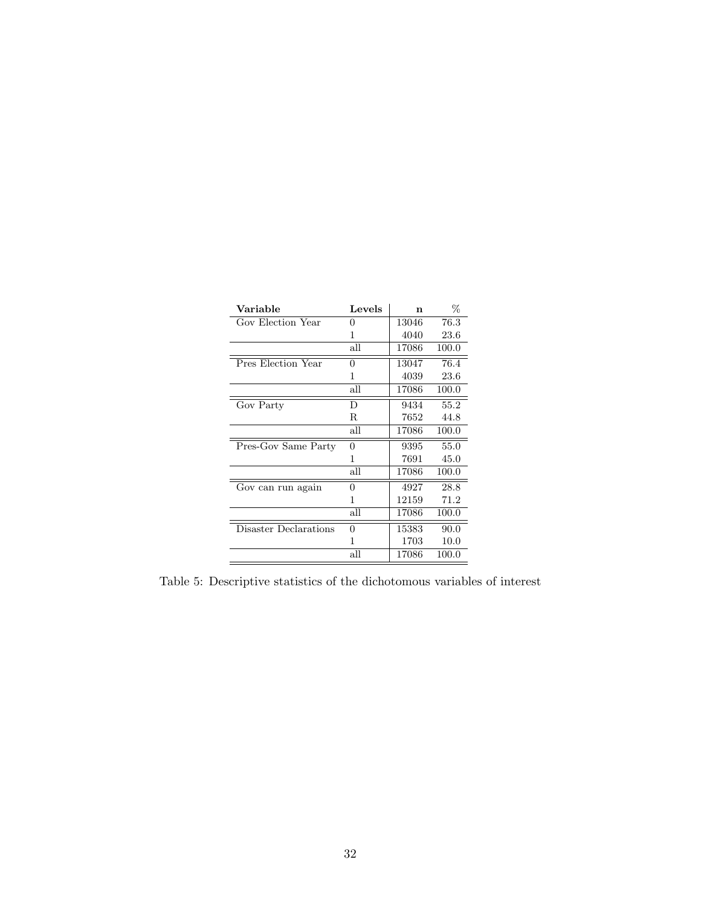| Variable | Levels | n | % |
|---|---|---|---|
| Gov Election Year | 0 | 13046 | 76.3 |
| | 1 | 4040 | 23.6 |
| | all | 17086 | 100.0 |
| Pres Election Year | 0 | 13047 | 76.4 |
| | 1 | 4039 | 23.6 |
| | all | 17086 | 100.0 |
| Gov Party | D | 9434 | 55.2 |
| | R | 7652 | 44.8 |
| | all | 17086 | 100.0 |
| Pres-Gov Same Party | 0 | 9395 | 55.0 |
| | 1 | 7691 | 45.0 |
| | all | 17086 | 100.0 |
| Gov can run again | 0 | 4927 | 28.8 |
| | 1 | 12159 | 71.2 |
| | all | 17086 | 100.0 |
| Disaster Declarations | 0 | 15383 | 90.0 |
| | 1 | 1703 | 10.0 |
| | all | 17086 | 100.0 |

Table 5: Descriptive statistics of the dichotomous variables of interest